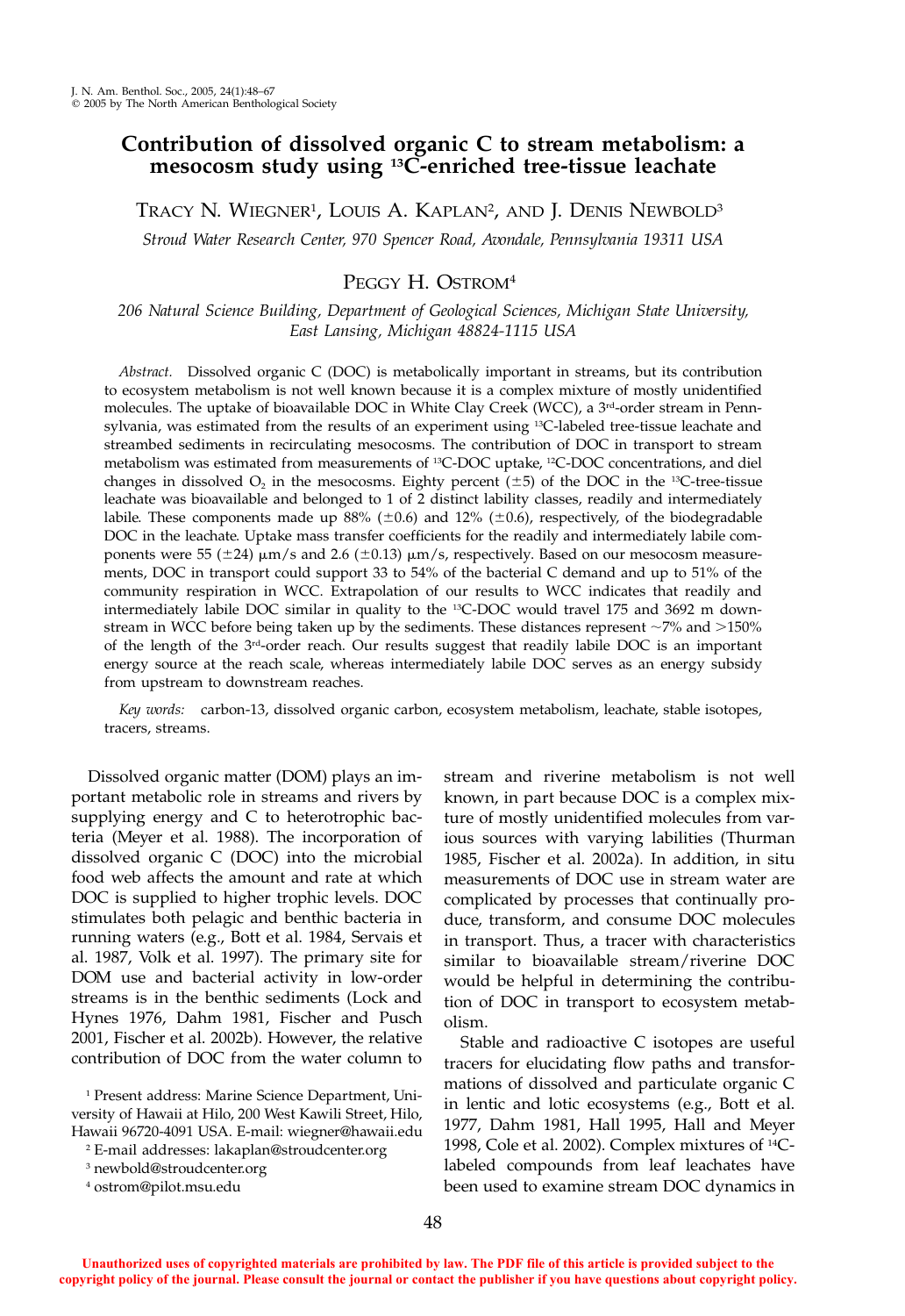# Contribution of dissolved organic C to stream metabolism: a mesocosm study using $^{13}C$-enriched tree-tissue leachate

TRACY N. WIEGNER[1], LOUIS A. KAPLAN[2], AND J. DENIS NEWBOLD[3]

*Stroud Water Research Center, 970 Spencer Road, Avondale, Pennsylvania 19311 USA*

PEGGY H. OSTROM[4]

*206 Natural Science Building, Department of Geological Sciences, Michigan State University, East Lansing, Michigan 48824-1115 USA*

*Abstract.* Dissolved organic C (DOC) is metabolically important in streams, but its contribution to ecosystem metabolism is not well known because it is a complex mixture of mostly unidentified molecules. The uptake of bioavailable DOC in White Clay Creek (WCC), a 3rd-order stream in Pennsylvania, was estimated from the results of an experiment using $^{13}C$-labeled tree-tissue leachate and streambed sediments in recirculating mesocosms. The contribution of DOC in transport to stream metabolism was estimated from measurements of $^{13}C$-DOC uptake, $^{12}C$-DOC concentrations, and diel changes in dissolved $O_2$ in the mesocosms. Eighty percent ($\pm$5) of the DOC in the $^{13}C$-tree-tissue leachate was bioavailable and belonged to 1 of 2 distinct lability classes, readily and intermediately labile. These components made up 88% ($\pm$0.6) and 12% ($\pm$0.6), respectively, of the biodegradable DOC in the leachate. Uptake mass transfer coefficients for the readily and intermediately labile components were 55 ($\pm$24) $\mu$m/s and 2.6 ($\pm$0.13) $\mu$m/s, respectively. Based on our mesocosm measurements, DOC in transport could support 33 to 54% of the bacterial C demand and up to 51% of the community respiration in WCC. Extrapolation of our results to WCC indicates that readily and intermediately labile DOC similar in quality to the $^{13}C$-DOC would travel 175 and 3692 m downstream in WCC before being taken up by the sediments. These distances represent ~7% and >150% of the length of the 3rd-order reach. Our results suggest that readily labile DOC is an important energy source at the reach scale, whereas intermediately labile DOC serves as an energy subsidy from upstream to downstream reaches.

*Key words:* carbon-13, dissolved organic carbon, ecosystem metabolism, leachate, stable isotopes, tracers, streams.

Dissolved organic matter (DOM) plays an important metabolic role in streams and rivers by supplying energy and C to heterotrophic bacteria (Meyer et al. 1988). The incorporation of dissolved organic C (DOC) into the microbial food web affects the amount and rate at which DOC is supplied to higher trophic levels. DOC stimulates both pelagic and benthic bacteria in running waters (e.g., Bott et al. 1984, Servais et al. 1987, Volk et al. 1997). The primary site for DOM use and bacterial activity in low-order streams is in the benthic sediments (Lock and Hynes 1976, Dahm 1981, Fischer and Pusch 2001, Fischer et al. 2002b). However, the relative contribution of DOC from the water column to stream and riverine metabolism is not well known, in part because DOC is a complex mixture of mostly unidentified molecules from various sources with varying labilities (Thurman 1985, Fischer et al. 2002a). In addition, in situ measurements of DOC use in stream water are complicated by processes that continually produce, transform, and consume DOC molecules in transport. Thus, a tracer with characteristics similar to bioavailable stream/riverine DOC would be helpful in determining the contribution of DOC in transport to ecosystem metabolism.

Stable and radioactive C isotopes are useful tracers for elucidating flow paths and transformations of dissolved and particulate organic C in lentic and lotic ecosystems (e.g., Bott et al. 1977, Dahm 1981, Hall 1995, Hall and Meyer 1998, Cole et al. 2002). Complex mixtures of $^{14}C$-labeled compounds from leaf leachates have been used to examine stream DOC dynamics in

[1] Present address: Marine Science Department, University of Hawaii at Hilo, 200 West Kawili Street, Hilo, Hawaii 96720-4091 USA. E-mail: wiegner@hawaii.edu

[2] E-mail addresses: lakaplan@stroudcenter.org

[3] newbold@stroudcenter.org

[4] ostrom@pilot.msu.edu

Unauthorized uses of copyrighted materials are prohibited by law. The PDF file of this article is provided subject to the copyright policy of the journal. Please consult the journal or contact the publisher if you have questions about copyright policy.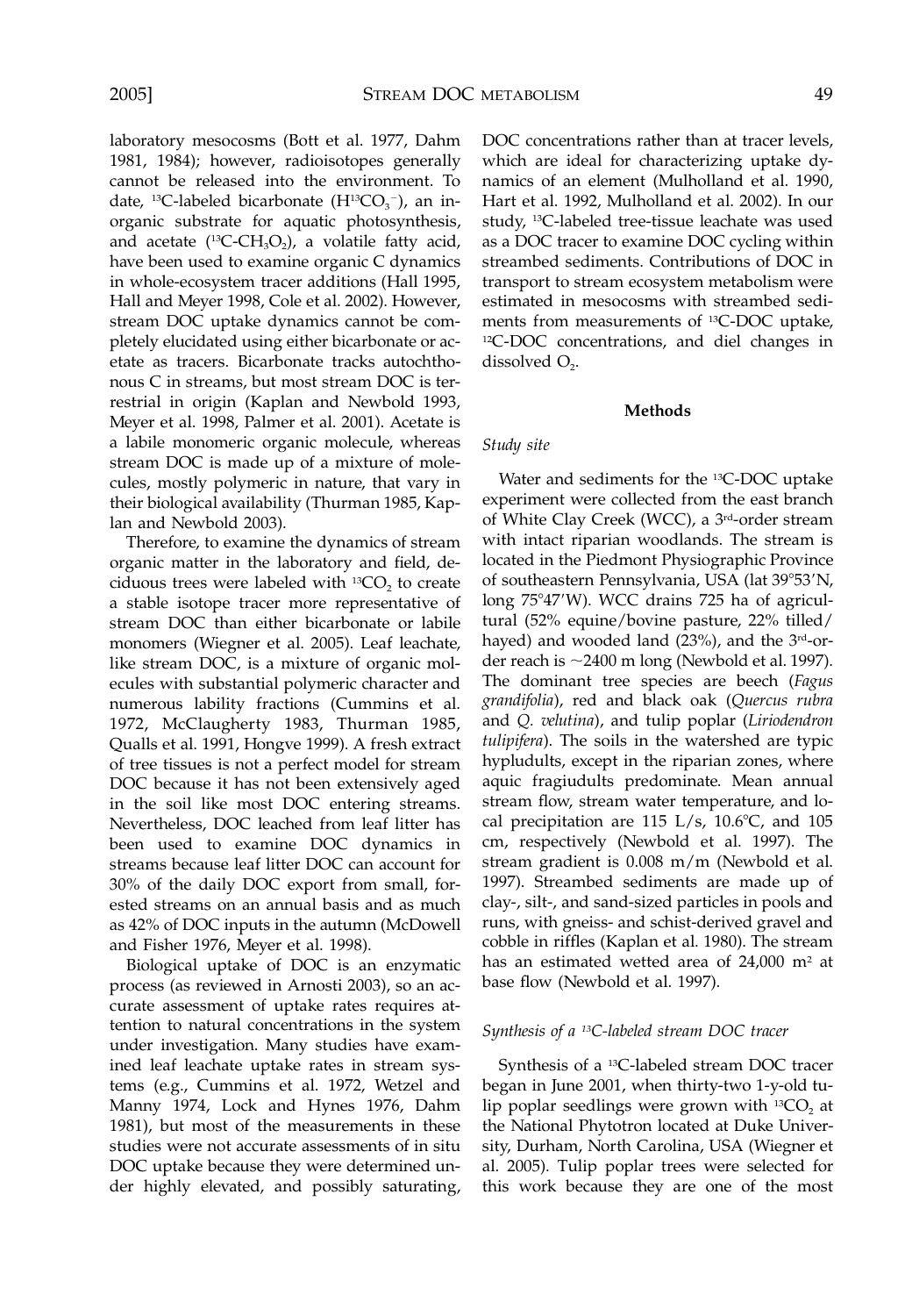laboratory mesocosms (Bott et al. 1977, Dahm 1981, 1984); however, radioisotopes generally cannot be released into the environment. To date, $^{13}$C-labeled bicarbonate ($H^{13}CO_3^-$), an inorganic substrate for aquatic photosynthesis, and acetate ($^{13}$C-$CH_3O_2$), a volatile fatty acid, have been used to examine organic C dynamics in whole-ecosystem tracer additions (Hall 1995, Hall and Meyer 1998, Cole et al. 2002). However, stream DOC uptake dynamics cannot be completely elucidated using either bicarbonate or acetate as tracers. Bicarbonate tracks autochthonous C in streams, but most stream DOC is terrestrial in origin (Kaplan and Newbold 1993, Meyer et al. 1998, Palmer et al. 2001). Acetate is a labile monomeric organic molecule, whereas stream DOC is made up of a mixture of molecules, mostly polymeric in nature, that vary in their biological availability (Thurman 1985, Kaplan and Newbold 2003).

Therefore, to examine the dynamics of stream organic matter in the laboratory and field, deciduous trees were labeled with $^{13}CO_2$ to create a stable isotope tracer more representative of stream DOC than either bicarbonate or labile monomers (Wiegner et al. 2005). Leaf leachate, like stream DOC, is a mixture of organic molecules with substantial polymeric character and numerous lability fractions (Cummins et al. 1972, McClaugherty 1983, Thurman 1985, Qualls et al. 1991, Hongve 1999). A fresh extract of tree tissues is not a perfect model for stream DOC because it has not been extensively aged in the soil like most DOC entering streams. Nevertheless, DOC leached from leaf litter has been used to examine DOC dynamics in streams because leaf litter DOC can account for 30% of the daily DOC export from small, forested streams on an annual basis and as much as 42% of DOC inputs in the autumn (McDowell and Fisher 1976, Meyer et al. 1998).

Biological uptake of DOC is an enzymatic process (as reviewed in Arnosti 2003), so an accurate assessment of uptake rates requires attention to natural concentrations in the system under investigation. Many studies have examined leaf leachate uptake rates in stream systems (e.g., Cummins et al. 1972, Wetzel and Manny 1974, Lock and Hynes 1976, Dahm 1981), but most of the measurements in these studies were not accurate assessments of in situ DOC uptake because they were determined under highly elevated, and possibly saturating, DOC concentrations rather than at tracer levels, which are ideal for characterizing uptake dynamics of an element (Mulholland et al. 1990, Hart et al. 1992, Mulholland et al. 2002). In our study, $^{13}$C-labeled tree-tissue leachate was used as a DOC tracer to examine DOC cycling within streambed sediments. Contributions of DOC in transport to stream ecosystem metabolism were estimated in mesocosms with streambed sediments from measurements of $^{13}$C-DOC uptake, $^{12}$C-DOC concentrations, and diel changes in dissolved $O_2$.

## Methods

### *Study site*

Water and sediments for the $^{13}$C-DOC uptake experiment were collected from the east branch of White Clay Creek (WCC), a 3rd-order stream with intact riparian woodlands. The stream is located in the Piedmont Physiographic Province of southeastern Pennsylvania, USA (lat 39°53′N, long 75°47′W). WCC drains 725 ha of agricultural (52% equine/bovine pasture, 22% tilled/hayed) and wooded land (23%), and the 3rd-order reach is ~2400 m long (Newbold et al. 1997). The dominant tree species are beech (*Fagus grandifolia*), red and black oak (*Quercus rubra* and *Q. velutina*), and tulip poplar (*Liriodendron tulipifera*). The soils in the watershed are typic hypludults, except in the riparian zones, where aquic fragiudults predominate. Mean annual stream flow, stream water temperature, and local precipitation are 115 L/s, 10.6°C, and 105 cm, respectively (Newbold et al. 1997). The stream gradient is 0.008 m/m (Newbold et al. 1997). Streambed sediments are made up of clay-, silt-, and sand-sized particles in pools and runs, with gneiss- and schist-derived gravel and cobble in riffles (Kaplan et al. 1980). The stream has an estimated wetted area of 24,000 m² at base flow (Newbold et al. 1997).

### *Synthesis of a $^{13}$C-labeled stream DOC tracer*

Synthesis of a $^{13}$C-labeled stream DOC tracer began in June 2001, when thirty-two 1-y-old tulip poplar seedlings were grown with $^{13}CO_2$ at the National Phytotron located at Duke University, Durham, North Carolina, USA (Wiegner et al. 2005). Tulip poplar trees were selected for this work because they are one of the most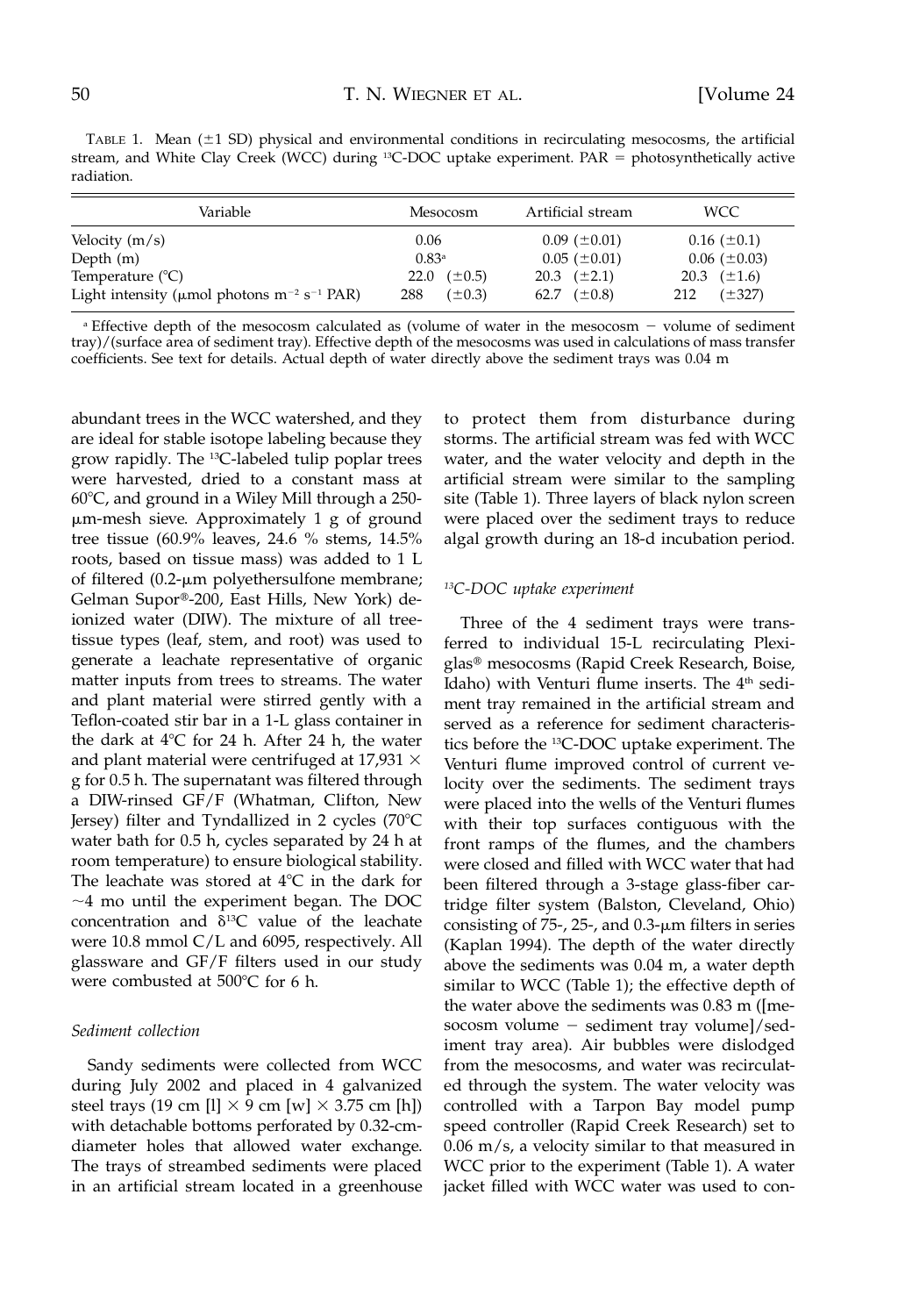TABLE 1. Mean (±1 SD) physical and environmental conditions in recirculating mesocosms, the artificial stream, and White Clay Creek (WCC) during $^{13}$C-DOC uptake experiment. PAR = photosynthetically active radiation.

| Variable | Mesocosm | Artificial stream | WCC |
|---|---|---|---|
| Velocity (m/s) | 0.06 | 0.09 (±0.01) | 0.16 (±0.1) |
| Depth (m) | 0.83[a] | 0.05 (±0.01) | 0.06 (±0.03) |
| Temperature (°C) | 22.0 (±0.5) | 20.3 (±2.1) | 20.3 (±1.6) |
| Light intensity (μmol photons $m^{-2}$ $s^{-1}$ PAR) | 288 (±0.3) | 62.7 (±0.8) | 212 (±327) |

[a] Effective depth of the mesocosm calculated as (volume of water in the mesocosm − volume of sediment tray)/(surface area of sediment tray). Effective depth of the mesocosms was used in calculations of mass transfer coefficients. See text for details. Actual depth of water directly above the sediment trays was 0.04 m

abundant trees in the WCC watershed, and they are ideal for stable isotope labeling because they grow rapidly. The $^{13}$C-labeled tulip poplar trees were harvested, dried to a constant mass at 60°C, and ground in a Wiley Mill through a 250-μm-mesh sieve. Approximately 1 g of ground tree tissue (60.9% leaves, 24.6 % stems, 14.5% roots, based on tissue mass) was added to 1 L of filtered (0.2-μm polyethersulfone membrane; Gelman Supor®-200, East Hills, New York) deionized water (DIW). The mixture of all tree-tissue types (leaf, stem, and root) was used to generate a leachate representative of organic matter inputs from trees to streams. The water and plant material were stirred gently with a Teflon-coated stir bar in a 1-L glass container in the dark at 4°C for 24 h. After 24 h, the water and plant material were centrifuged at 17,931 × g for 0.5 h. The supernatant was filtered through a DIW-rinsed GF/F (Whatman, Clifton, New Jersey) filter and Tyndallized in 2 cycles (70°C water bath for 0.5 h, cycles separated by 24 h at room temperature) to ensure biological stability. The leachate was stored at 4°C in the dark for ~4 mo until the experiment began. The DOC concentration and $\delta^{13}$C value of the leachate were 10.8 mmol C/L and 6095, respectively. All glassware and GF/F filters used in our study were combusted at 500°C for 6 h.

### *Sediment collection*

Sandy sediments were collected from WCC during July 2002 and placed in 4 galvanized steel trays (19 cm [l] × 9 cm [w] × 3.75 cm [h]) with detachable bottoms perforated by 0.32-cm-diameter holes that allowed water exchange. The trays of streambed sediments were placed in an artificial stream located in a greenhouse to protect them from disturbance during storms. The artificial stream was fed with WCC water, and the water velocity and depth in the artificial stream were similar to the sampling site (Table 1). Three layers of black nylon screen were placed over the sediment trays to reduce algal growth during an 18-d incubation period.

### *$^{13}$C-DOC uptake experiment*

Three of the 4 sediment trays were transferred to individual 15-L recirculating Plexiglas® mesocosms (Rapid Creek Research, Boise, Idaho) with Venturi flume inserts. The 4th sediment tray remained in the artificial stream and served as a reference for sediment characteristics before the $^{13}$C-DOC uptake experiment. The Venturi flume improved control of current velocity over the sediments. The sediment trays were placed into the wells of the Venturi flumes with their top surfaces contiguous with the front ramps of the flumes, and the chambers were closed and filled with WCC water that had been filtered through a 3-stage glass-fiber cartridge filter system (Balston, Cleveland, Ohio) consisting of 75-, 25-, and 0.3-μm filters in series (Kaplan 1994). The depth of the water directly above the sediments was 0.04 m, a water depth similar to WCC (Table 1); the effective depth of the water above the sediments was 0.83 m ([mesocosm volume − sediment tray volume]/sediment tray area). Air bubbles were dislodged from the mesocosms, and water was recirculated through the system. The water velocity was controlled with a Tarpon Bay model pump speed controller (Rapid Creek Research) set to 0.06 m/s, a velocity similar to that measured in WCC prior to the experiment (Table 1). A water jacket filled with WCC water was used to con-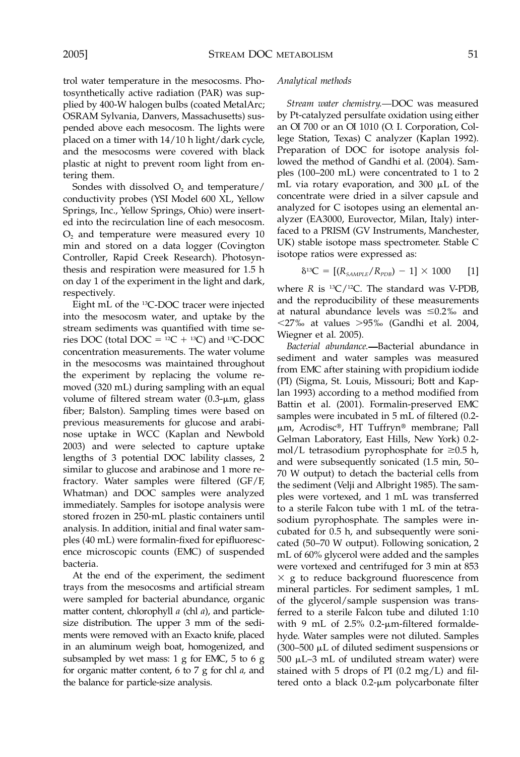trol water temperature in the mesocosms. Photosynthetically active radiation (PAR) was supplied by 400-W halogen bulbs (coated MetalArc; OSRAM Sylvania, Danvers, Massachusetts) suspended above each mesocosm. The lights were placed on a timer with 14/10 h light/dark cycle, and the mesocosms were covered with black plastic at night to prevent room light from entering them.

Sondes with dissolved $O_2$ and temperature/conductivity probes (YSI Model 600 XL, Yellow Springs, Inc., Yellow Springs, Ohio) were inserted into the recirculation line of each mesocosm. $O_2$ and temperature were measured every 10 min and stored on a data logger (Covington Controller, Rapid Creek Research). Photosynthesis and respiration were measured for 1.5 h on day 1 of the experiment in the light and dark, respectively.

Eight mL of the $^{13}$C-DOC tracer were injected into the mesocosm water, and uptake by the stream sediments was quantified with time series DOC (total DOC = $^{12}$C + $^{13}$C) and $^{13}$C-DOC concentration measurements. The water volume in the mesocosms was maintained throughout the experiment by replacing the volume removed (320 mL) during sampling with an equal volume of filtered stream water (0.3-μm, glass fiber; Balston). Sampling times were based on previous measurements for glucose and arabinose uptake in WCC (Kaplan and Newbold 2003) and were selected to capture uptake lengths of 3 potential DOC lability classes, 2 similar to glucose and arabinose and 1 more refractory. Water samples were filtered (GF/F, Whatman) and DOC samples were analyzed immediately. Samples for isotope analysis were stored frozen in 250-mL plastic containers until analysis. In addition, initial and final water samples (40 mL) were formalin-fixed for epifluorescence microscopic counts (EMC) of suspended bacteria.

At the end of the experiment, the sediment trays from the mesocosms and artificial stream were sampled for bacterial abundance, organic matter content, chlorophyll *a* (chl *a*), and particle-size distribution. The upper 3 mm of the sediments were removed with an Exacto knife, placed in an aluminum weigh boat, homogenized, and subsampled by wet mass: 1 g for EMC, 5 to 6 g for organic matter content, 6 to 7 g for chl *a,* and the balance for particle-size analysis.

### *Analytical methods*

*Stream water chemistry.*—DOC was measured by Pt-catalyzed persulfate oxidation using either an OI 700 or an OI 1010 (O. I. Corporation, College Station, Texas) C analyzer (Kaplan 1992). Preparation of DOC for isotope analysis followed the method of Gandhi et al. (2004). Samples (100–200 mL) were concentrated to 1 to 2 mL via rotary evaporation, and 300 μL of the concentrate were dried in a silver capsule and analyzed for C isotopes using an elemental analyzer (EA3000, Eurovector, Milan, Italy) interfaced to a PRISM (GV Instruments, Manchester, UK) stable isotope mass spectrometer. Stable C isotope ratios were expressed as:

$$\delta^{13}C = [(R_{SAMPLE}/R_{PDB}) - 1] \times 1000 \qquad [1]$$

where $R$ is $^{13}C/^{12}C$. The standard was V-PDB, and the reproducibility of these measurements at natural abundance levels was ≤0.2‰ and <27‰ at values >95‰ (Gandhi et al. 2004, Wiegner et al. 2005).

*Bacterial abundance.*—Bacterial abundance in sediment and water samples was measured from EMC after staining with propidium iodide (PI) (Sigma, St. Louis, Missouri; Bott and Kaplan 1993) according to a method modified from Battin et al. (2001). Formalin-preserved EMC samples were incubated in 5 mL of filtered (0.2-μm, Acrodisc®, HT Tuffryn® membrane; Pall Gelman Laboratory, East Hills, New York) 0.2-mol/L tetrasodium pyrophosphate for ≥0.5 h, and were subsequently sonicated (1.5 min, 50–70 W output) to detach the bacterial cells from the sediment (Velji and Albright 1985). The samples were vortexed, and 1 mL was transferred to a sterile Falcon tube with 1 mL of the tetrasodium pyrophosphate. The samples were incubated for 0.5 h, and subsequently were sonicated (50–70 W output). Following sonication, 2 mL of 60% glycerol were added and the samples were vortexed and centrifuged for 3 min at 853 × g to reduce background fluorescence from mineral particles. For sediment samples, 1 mL of the glycerol/sample suspension was transferred to a sterile Falcon tube and diluted 1:10 with 9 mL of 2.5% 0.2-μm-filtered formaldehyde. Water samples were not diluted. Samples (300–500 μL of diluted sediment suspensions or 500 μL–3 mL of undiluted stream water) were stained with 5 drops of PI (0.2 mg/L) and filtered onto a black 0.2-μm polycarbonate filter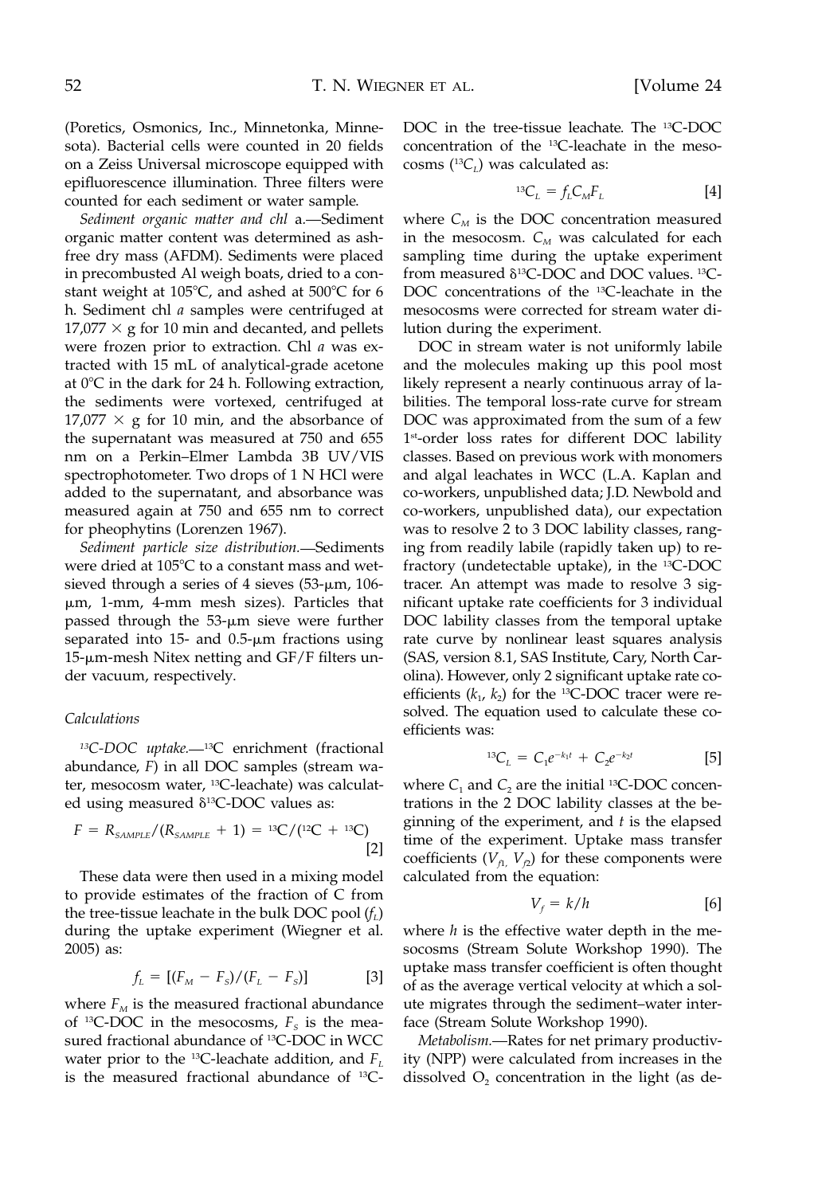(Poretics, Osmonics, Inc., Minnetonka, Minnesota). Bacterial cells were counted in 20 fields on a Zeiss Universal microscope equipped with epifluorescence illumination. Three filters were counted for each sediment or water sample.

*Sediment organic matter and chl* a.—Sediment organic matter content was determined as ash-free dry mass (AFDM). Sediments were placed in precombusted Al weigh boats, dried to a constant weight at 105°C, and ashed at 500°C for 6 h. Sediment chl *a* samples were centrifuged at 17,077 × g for 10 min and decanted, and pellets were frozen prior to extraction. Chl *a* was extracted with 15 mL of analytical-grade acetone at 0°C in the dark for 24 h. Following extraction, the sediments were vortexed, centrifuged at 17,077 × g for 10 min, and the absorbance of the supernatant was measured at 750 and 655 nm on a Perkin–Elmer Lambda 3B UV/VIS spectrophotometer. Two drops of 1 N HCl were added to the supernatant, and absorbance was measured again at 750 and 655 nm to correct for pheophytins (Lorenzen 1967).

*Sediment particle size distribution.*—Sediments were dried at 105°C to a constant mass and wet-sieved through a series of 4 sieves (53-μm, 106-μm, 1-mm, 4-mm mesh sizes). Particles that passed through the 53-μm sieve were further separated into 15- and 0.5-μm fractions using 15-μm-mesh Nitex netting and GF/F filters under vacuum, respectively.

### Calculations

*$^{13}$C-DOC uptake.*—$^{13}$C enrichment (fractional abundance, $F$) in all DOC samples (stream water, mesocosm water, $^{13}$C-leachate) was calculated using measured δ$^{13}$C-DOC values as:

$$F = R_{SAMPLE}/(R_{SAMPLE} + 1) = {}^{13}C/({}^{12}C + {}^{13}C) \quad [2]$$

These data were then used in a mixing model to provide estimates of the fraction of C from the tree-tissue leachate in the bulk DOC pool ($f_L$) during the uptake experiment (Wiegner et al. 2005) as:

$$f_L = [(F_M - F_S)/(F_L - F_S)] \quad [3]$$

where $F_M$ is the measured fractional abundance of $^{13}$C-DOC in the mesocosms, $F_S$ is the measured fractional abundance of $^{13}$C-DOC in WCC water prior to the $^{13}$C-leachate addition, and $F_L$ is the measured fractional abundance of $^{13}$C-DOC in the tree-tissue leachate. The $^{13}$C-DOC concentration of the $^{13}$C-leachate in the mesocosms ($^{13}C_L$) was calculated as:

$${}^{13}C_L = f_L C_M F_L \quad [4]$$

where $C_M$ is the DOC concentration measured in the mesocosm. $C_M$ was calculated for each sampling time during the uptake experiment from measured δ$^{13}$C-DOC and DOC values. $^{13}$C-DOC concentrations of the $^{13}$C-leachate in the mesocosms were corrected for stream water dilution during the experiment.

DOC in stream water is not uniformly labile and the molecules making up this pool most likely represent a nearly continuous array of labilities. The temporal loss-rate curve for stream DOC was approximated from the sum of a few 1st-order loss rates for different DOC lability classes. Based on previous work with monomers and algal leachates in WCC (L.A. Kaplan and co-workers, unpublished data; J.D. Newbold and co-workers, unpublished data), our expectation was to resolve 2 to 3 DOC lability classes, ranging from readily labile (rapidly taken up) to refractory (undetectable uptake), in the $^{13}$C-DOC tracer. An attempt was made to resolve 3 significant uptake rate coefficients for 3 individual DOC lability classes from the temporal uptake rate curve by nonlinear least squares analysis (SAS, version 8.1, SAS Institute, Cary, North Carolina). However, only 2 significant uptake rate coefficients ($k_1$, $k_2$) for the $^{13}$C-DOC tracer were resolved. The equation used to calculate these coefficients was:

$${}^{13}C_L = C_1 e^{-k_1 t} + C_2 e^{-k_2 t} \quad [5]$$

where $C_1$ and $C_2$ are the initial $^{13}$C-DOC concentrations in the 2 DOC lability classes at the beginning of the experiment, and $t$ is the elapsed time of the experiment. Uptake mass transfer coefficients ($V_{f1}$, $V_{f2}$) for these components were calculated from the equation:

$$V_f = k/h \quad [6]$$

where $h$ is the effective water depth in the mesocosms (Stream Solute Workshop 1990). The uptake mass transfer coefficient is often thought of as the average vertical velocity at which a solute migrates through the sediment–water interface (Stream Solute Workshop 1990).

*Metabolism.*—Rates for net primary productivity (NPP) were calculated from increases in the dissolved $O_2$ concentration in the light (as de-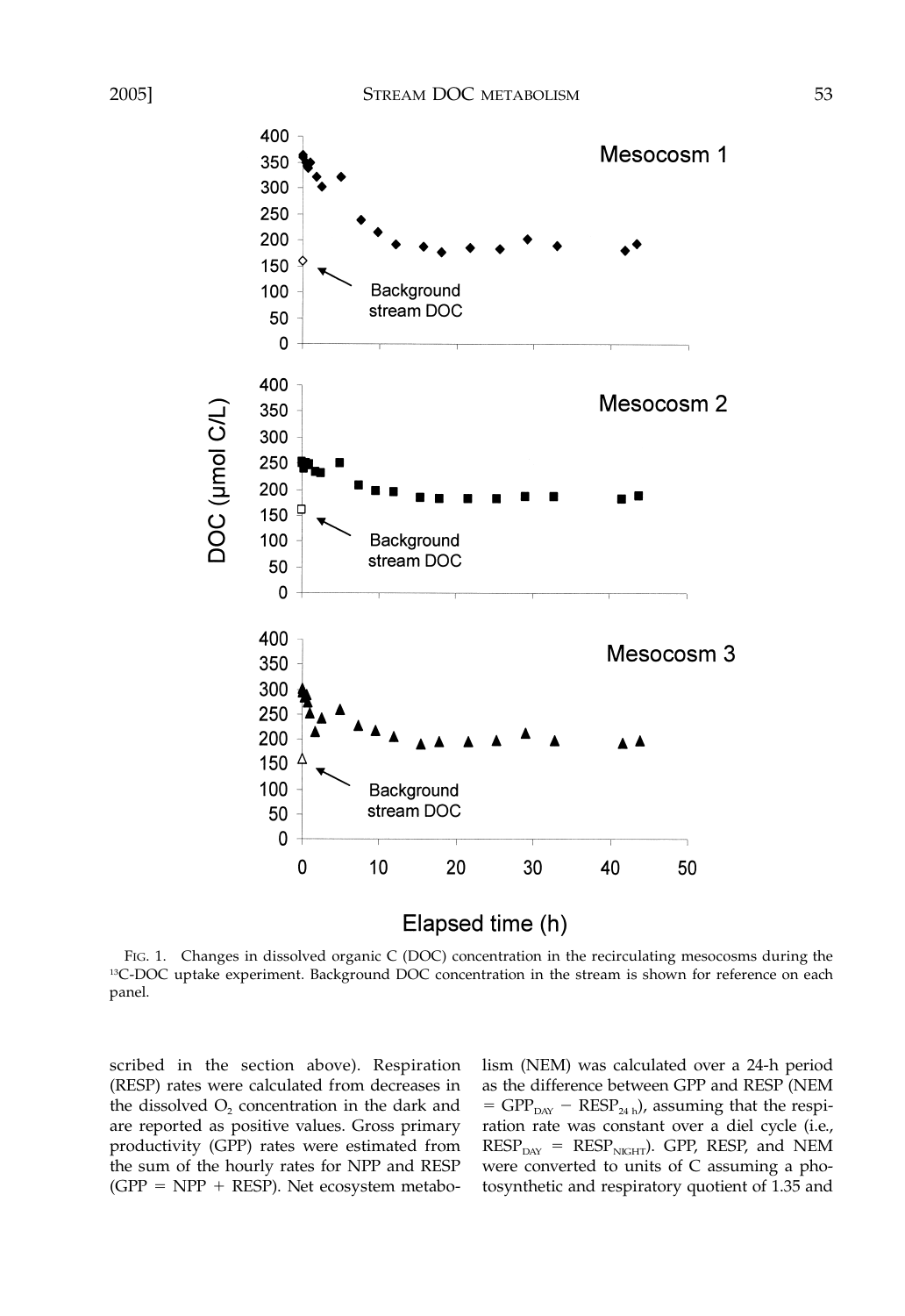FIG. 1. Changes in dissolved organic C (DOC) concentration in the recirculating mesocosms during the $^{13}$C-DOC uptake experiment. Background DOC concentration in the stream is shown for reference on each panel.

scribed in the section above). Respiration (RESP) rates were calculated from decreases in the dissolved $O_2$ concentration in the dark and are reported as positive values. Gross primary productivity (GPP) rates were estimated from the sum of the hourly rates for NPP and RESP (GPP = NPP + RESP). Net ecosystem metabolism (NEM) was calculated over a 24-h period as the difference between GPP and RESP (NEM = $GPP_{DAY} - RESP_{24\ h}$), assuming that the respiration rate was constant over a diel cycle (i.e., $RESP_{DAY} = RESP_{NIGHT}$). GPP, RESP, and NEM were converted to units of C assuming a photosynthetic and respiratory quotient of 1.35 and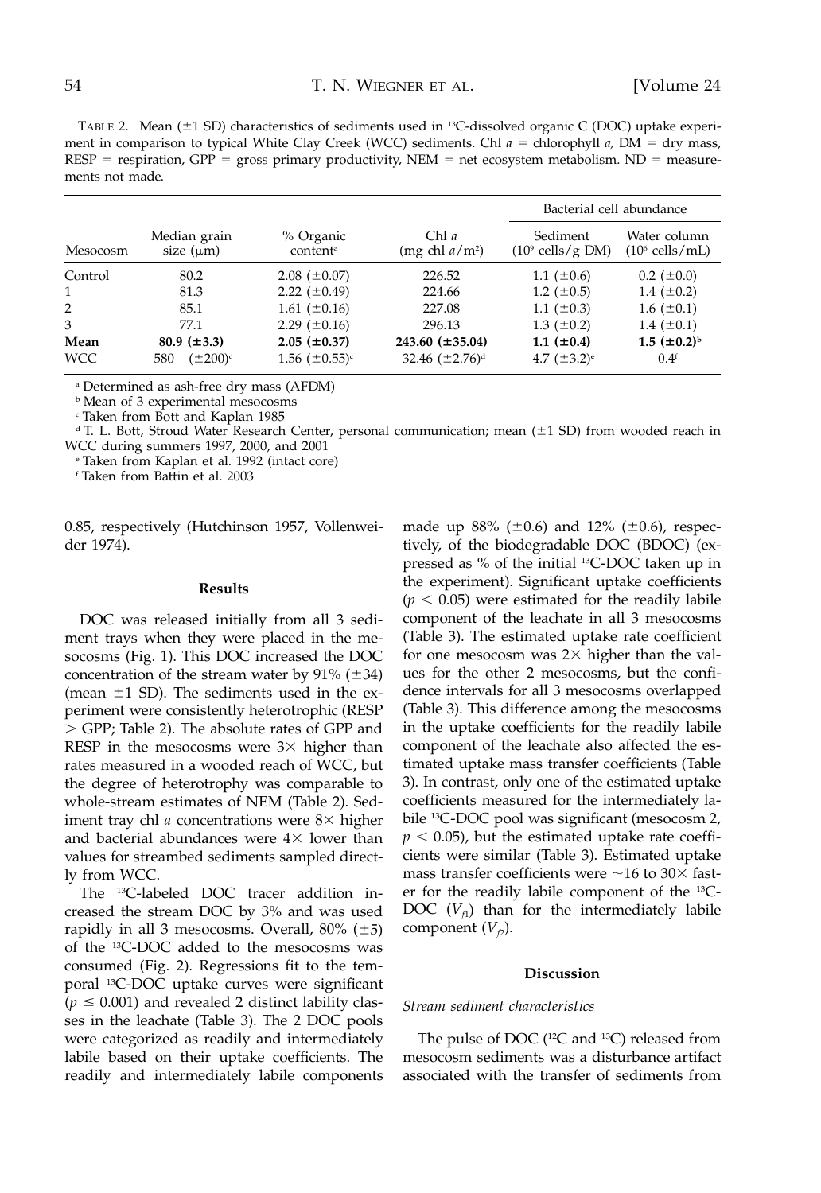TABLE 2. Mean (±1 SD) characteristics of sediments used in $^{13}$C-dissolved organic C (DOC) uptake experiment in comparison to typical White Clay Creek (WCC) sediments. Chl *a* = chlorophyll *a,* DM = dry mass, RESP = respiration, GPP = gross primary productivity, NEM = net ecosystem metabolism. ND = measurements not made.

| Mesocosm | Median grain size (μm) | % Organic content[a] | Chl *a* (mg chl *a*/m$^2$) | Bacterial cell abundance: Sediment ($10^9$ cells/g DM) | Bacterial cell abundance: Water column ($10^6$ cells/mL) |
|---|---|---|---|---|---|
| Control | 80.2 | 2.08 (±0.07) | 226.52 | 1.1 (±0.6) | 0.2 (±0.0) |
| 1 | 81.3 | 2.22 (±0.49) | 224.66 | 1.2 (±0.5) | 1.4 (±0.2) |
| 2 | 85.1 | 1.61 (±0.16) | 227.08 | 1.1 (±0.3) | 1.6 (±0.1) |
| 3 | 77.1 | 2.29 (±0.16) | 296.13 | 1.3 (±0.2) | 1.4 (±0.1) |
| **Mean** | **80.9 (±3.3)** | **2.05 (±0.37)** | **243.60 (±35.04)** | **1.1 (±0.4)** | **1.5 (±0.2)[b]** |
| WCC | 580 (±200)[c] | 1.56 (±0.55)[c] | 32.46 (±2.76)[d] | 4.7 (±3.2)[e] | 0.4[f] |

[a] Determined as ash-free dry mass (AFDM)

[b] Mean of 3 experimental mesocosms

[c] Taken from Bott and Kaplan 1985

[d] T. L. Bott, Stroud Water Research Center, personal communication; mean (±1 SD) from wooded reach in WCC during summers 1997, 2000, and 2001

[e] Taken from Kaplan et al. 1992 (intact core)

[f] Taken from Battin et al. 2003

0.85, respectively (Hutchinson 1957, Vollenweider 1974).

## Results

DOC was released initially from all 3 sediment trays when they were placed in the mesocosms (Fig. 1). This DOC increased the DOC concentration of the stream water by 91% (±34) (mean ±1 SD). The sediments used in the experiment were consistently heterotrophic (RESP > GPP; Table 2). The absolute rates of GPP and RESP in the mesocosms were 3× higher than rates measured in a wooded reach of WCC, but the degree of heterotrophy was comparable to whole-stream estimates of NEM (Table 2). Sediment tray chl *a* concentrations were 8× higher and bacterial abundances were 4× lower than values for streambed sediments sampled directly from WCC.

The $^{13}$C-labeled DOC tracer addition increased the stream DOC by 3% and was used rapidly in all 3 mesocosms. Overall, 80% (±5) of the $^{13}$C-DOC added to the mesocosms was consumed (Fig. 2). Regressions fit to the temporal $^{13}$C-DOC uptake curves were significant ($p \leq 0.001$) and revealed 2 distinct lability classes in the leachate (Table 3). The 2 DOC pools were categorized as readily and intermediately labile based on their uptake coefficients. The readily and intermediately labile components made up 88% (±0.6) and 12% (±0.6), respectively, of the biodegradable DOC (BDOC) (expressed as % of the initial $^{13}$C-DOC taken up in the experiment). Significant uptake coefficients ($p < 0.05$) were estimated for the readily labile component of the leachate in all 3 mesocosms (Table 3). The estimated uptake rate coefficient for one mesocosm was 2× higher than the values for the other 2 mesocosms, but the confidence intervals for all 3 mesocosms overlapped (Table 3). This difference among the mesocosms in the uptake coefficients for the readily labile component of the leachate also affected the estimated uptake mass transfer coefficients (Table 3). In contrast, only one of the estimated uptake coefficients measured for the intermediately labile $^{13}$C-DOC pool was significant (mesocosm 2, $p < 0.05$), but the estimated uptake rate coefficients were similar (Table 3). Estimated uptake mass transfer coefficients were ~16 to 30× faster for the readily labile component of the $^{13}$C-DOC ($V_{f1}$) than for the intermediately labile component ($V_{f2}$).

## Discussion

### *Stream sediment characteristics*

The pulse of DOC ($^{12}$C and $^{13}$C) released from mesocosm sediments was a disturbance artifact associated with the transfer of sediments from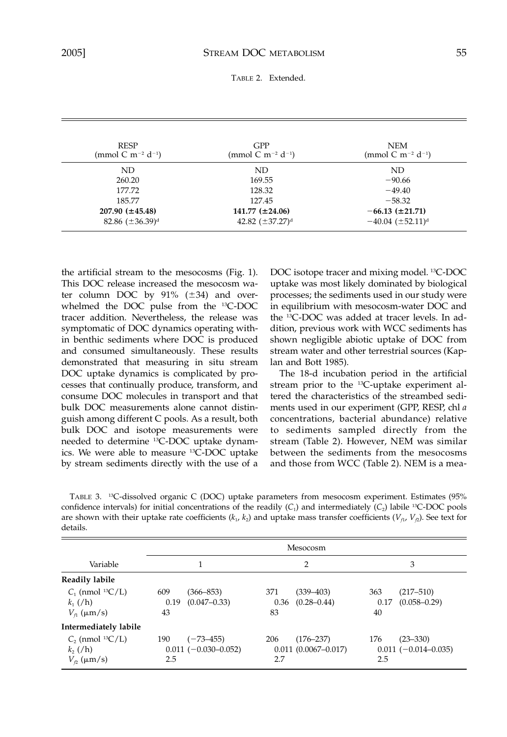TABLE 2. Extended.

| RESP (mmol C $m^{-2}$ $d^{-1}$) | GPP (mmol C $m^{-2}$ $d^{-1}$) | NEM (mmol C $m^{-2}$ $d^{-1}$) |
|---|---|---|
| ND | ND | ND |
| 260.20 | 169.55 | −90.66 |
| 177.72 | 128.32 | −49.40 |
| 185.77 | 127.45 | −58.32 |
| **207.90 (±45.48)** | **141.77 (±24.06)** | **−66.13 (±21.71)** |
| 82.86 (±36.39)[d] | 42.82 (±37.27)[d] | −40.04 (±52.11)[d] |

the artificial stream to the mesocosms (Fig. 1). This DOC release increased the mesocosm water column DOC by 91% (±34) and overwhelmed the DOC pulse from the $^{13}$C-DOC tracer addition. Nevertheless, the release was symptomatic of DOC dynamics operating within benthic sediments where DOC is produced and consumed simultaneously. These results demonstrated that measuring in situ stream DOC uptake dynamics is complicated by processes that continually produce, transform, and consume DOC molecules in transport and that bulk DOC measurements alone cannot distinguish among different C pools. As a result, both bulk DOC and isotope measurements were needed to determine $^{13}$C-DOC uptake dynamics. We were able to measure $^{13}$C-DOC uptake by stream sediments directly with the use of a DOC isotope tracer and mixing model. $^{13}$C-DOC uptake was most likely dominated by biological processes; the sediments used in our study were in equilibrium with mesocosm-water DOC and the $^{13}$C-DOC was added at tracer levels. In addition, previous work with WCC sediments has shown negligible abiotic uptake of DOC from stream water and other terrestrial sources (Kaplan and Bott 1985).

The 18-d incubation period in the artificial stream prior to the $^{13}$C-uptake experiment altered the characteristics of the streambed sediments used in our experiment (GPP, RESP, chl *a* concentrations, bacterial abundance) relative to sediments sampled directly from the stream (Table 2). However, NEM was similar between the sediments from the mesocosms and those from WCC (Table 2). NEM is a mea-

TABLE 3. $^{13}$C-dissolved organic C (DOC) uptake parameters from mesocosm experiment. Estimates (95% confidence intervals) for initial concentrations of the readily ($C_1$) and intermediately ($C_2$) labile $^{13}$C-DOC pools are shown with their uptake rate coefficients ($k_1$, $k_2$) and uptake mass transfer coefficients ($V_{f1}$, $V_{f2}$). See text for details.

| Variable | Mesocosm 1 | | Mesocosm 2 | | Mesocosm 3 | |
|---|---|---|---|---|---|---|
| **Readily labile** | | | | | | |
| $C_1$ (nmol $^{13}$C/L) | 609 | (366–853) | 371 | (339–403) | 363 | (217–510) |
| $k_1$ (/h) | 0.19 | (0.047–0.33) | 0.36 | (0.28–0.44) | 0.17 | (0.058–0.29) |
| $V_{f1}$ (μm/s) | 43 | | 83 | | 40 | |
| **Intermediately labile** | | | | | | |
| $C_2$ (nmol $^{13}$C/L) | 190 | (−73–455) | 206 | (176–237) | 176 | (23–330) |
| $k_2$ (/h) | 0.011 | (−0.030–0.052) | 0.011 | (0.0067–0.017) | 0.011 | (−0.014–0.035) |
| $V_{f2}$ (μm/s) | 2.5 | | 2.7 | | 2.5 | |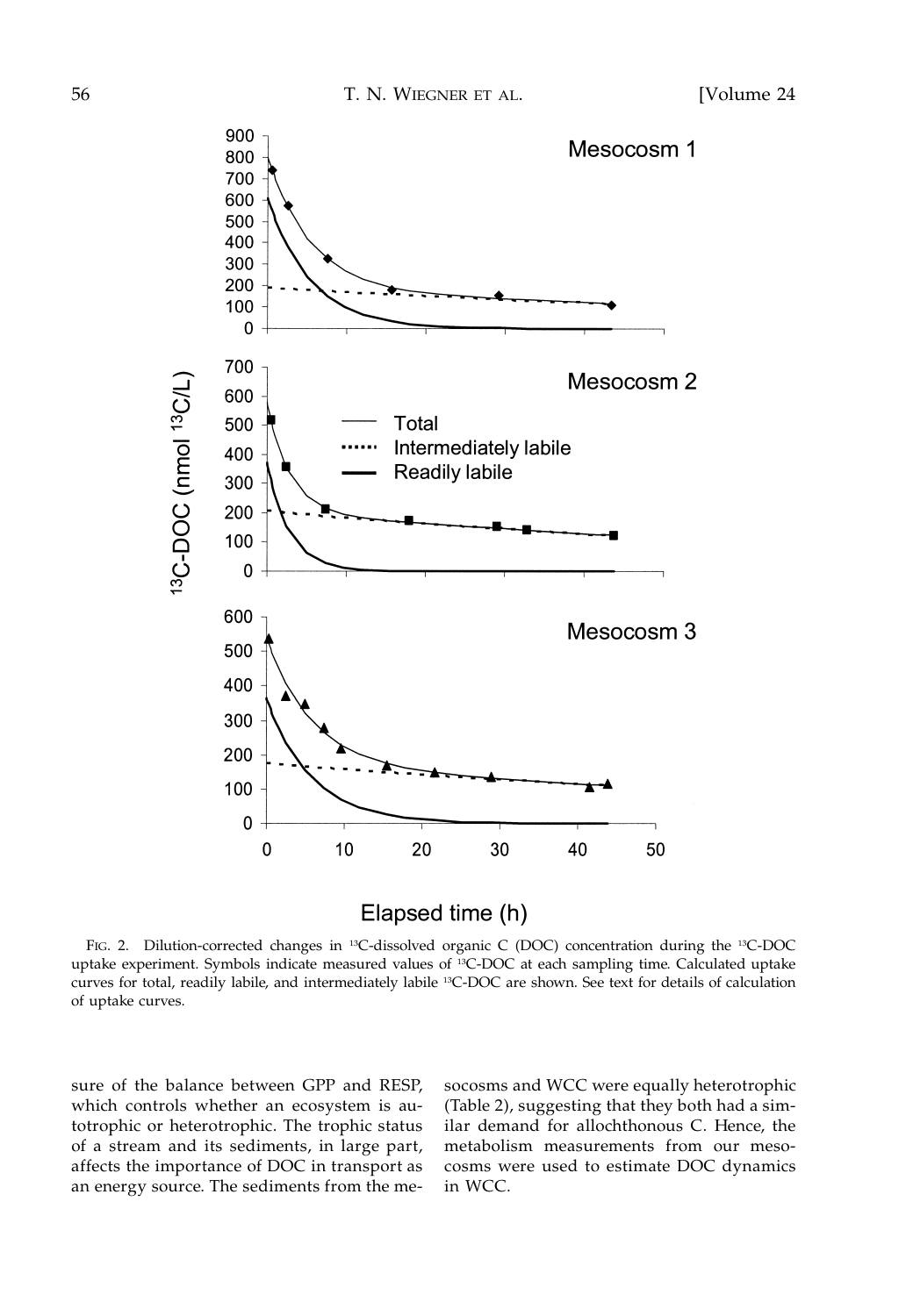FIG. 2. Dilution-corrected changes in $^{13}$C-dissolved organic C (DOC) concentration during the $^{13}$C-DOC uptake experiment. Symbols indicate measured values of $^{13}$C-DOC at each sampling time. Calculated uptake curves for total, readily labile, and intermediately labile $^{13}$C-DOC are shown. See text for details of calculation of uptake curves.

sure of the balance between GPP and RESP, which controls whether an ecosystem is autotrophic or heterotrophic. The trophic status of a stream and its sediments, in large part, affects the importance of DOC in transport as an energy source. The sediments from the mesocosms and WCC were equally heterotrophic (Table 2), suggesting that they both had a similar demand for allochthonous C. Hence, the metabolism measurements from our mesocosms were used to estimate DOC dynamics in WCC.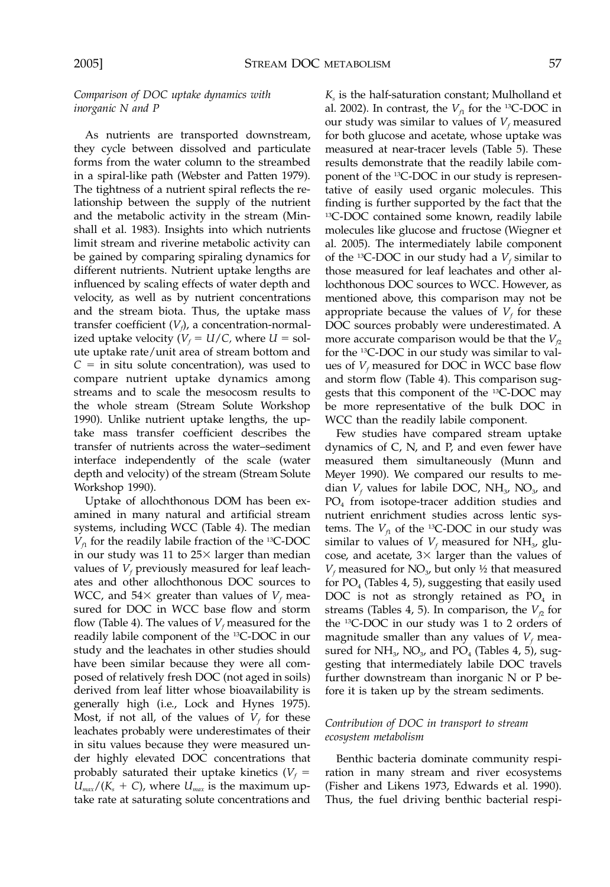### *Comparison of DOC uptake dynamics with inorganic N and P*

As nutrients are transported downstream, they cycle between dissolved and particulate forms from the water column to the streambed in a spiral-like path (Webster and Patten 1979). The tightness of a nutrient spiral reflects the relationship between the supply of the nutrient and the metabolic activity in the stream (Minshall et al. 1983). Insights into which nutrients limit stream and riverine metabolic activity can be gained by comparing spiraling dynamics for different nutrients. Nutrient uptake lengths are influenced by scaling effects of water depth and velocity, as well as by nutrient concentrations and the stream biota. Thus, the uptake mass transfer coefficient ($V_f$), a concentration-normalized uptake velocity ($V_f = U/C$, where $U$ = solute uptake rate/unit area of stream bottom and $C$ = in situ solute concentration), was used to compare nutrient uptake dynamics among streams and to scale the mesocosm results to the whole stream (Stream Solute Workshop 1990). Unlike nutrient uptake lengths, the uptake mass transfer coefficient describes the transfer of nutrients across the water–sediment interface independently of the scale (water depth and velocity) of the stream (Stream Solute Workshop 1990).

Uptake of allochthonous DOM has been examined in many natural and artificial stream systems, including WCC (Table 4). The median $V_{f1}$ for the readily labile fraction of the $^{13}$C-DOC in our study was 11 to 25× larger than median values of $V_f$ previously measured for leaf leachates and other allochthonous DOC sources to WCC, and 54× greater than values of $V_f$ measured for DOC in WCC base flow and storm flow (Table 4). The values of $V_f$ measured for the readily labile component of the $^{13}$C-DOC in our study and the leachates in other studies should have been similar because they were all composed of relatively fresh DOC (not aged in soils) derived from leaf litter whose bioavailability is generally high (i.e., Lock and Hynes 1975). Most, if not all, of the values of $V_f$ for these leachates probably were underestimates of their in situ values because they were measured under highly elevated DOC concentrations that probably saturated their uptake kinetics ($V_f = U_{max}/(K_s + C)$, where $U_{max}$ is the maximum uptake rate at saturating solute concentrations and $K_s$ is the half-saturation constant; Mulholland et al. 2002). In contrast, the $V_{f1}$ for the $^{13}$C-DOC in our study was similar to values of $V_f$ measured for both glucose and acetate, whose uptake was measured at near-tracer levels (Table 5). These results demonstrate that the readily labile component of the $^{13}$C-DOC in our study is representative of easily used organic molecules. This finding is further supported by the fact that the $^{13}$C-DOC contained some known, readily labile molecules like glucose and fructose (Wiegner et al. 2005). The intermediately labile component of the $^{13}$C-DOC in our study had a $V_f$ similar to those measured for leaf leachates and other allochthonous DOC sources to WCC. However, as mentioned above, this comparison may not be appropriate because the values of $V_f$ for these DOC sources probably were underestimated. A more accurate comparison would be that the $V_{f2}$ for the $^{13}$C-DOC in our study was similar to values of $V_f$ measured for DOC in WCC base flow and storm flow (Table 4). This comparison suggests that this component of the $^{13}$C-DOC may be more representative of the bulk DOC in WCC than the readily labile component.

Few studies have compared stream uptake dynamics of C, N, and P, and even fewer have measured them simultaneously (Munn and Meyer 1990). We compared our results to median $V_f$ values for labile DOC, $NH_3$, $NO_3$, and $PO_4$ from isotope-tracer addition studies and nutrient enrichment studies across lentic systems. The $V_{f1}$ of the $^{13}$C-DOC in our study was similar to values of $V_f$ measured for $NH_3$, glucose, and acetate, 3× larger than the values of $V_f$ measured for $NO_3$, but only ½ that measured for $PO_4$ (Tables 4, 5), suggesting that easily used DOC is not as strongly retained as $PO_4$ in streams (Tables 4, 5). In comparison, the $V_{f2}$ for the $^{13}$C-DOC in our study was 1 to 2 orders of magnitude smaller than any values of $V_f$ measured for $NH_3$, $NO_3$, and $PO_4$ (Tables 4, 5), suggesting that intermediately labile DOC travels further downstream than inorganic N or P before it is taken up by the stream sediments.

### *Contribution of DOC in transport to stream ecosystem metabolism*

Benthic bacteria dominate community respiration in many stream and river ecosystems (Fisher and Likens 1973, Edwards et al. 1990). Thus, the fuel driving benthic bacterial respi-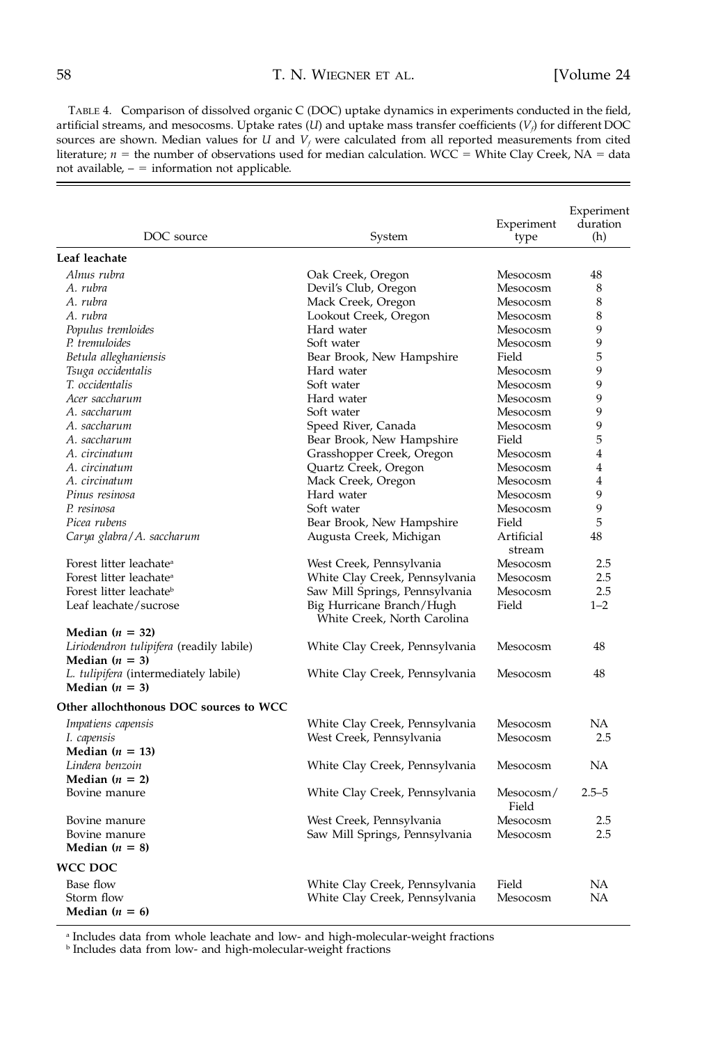TABLE 4. Comparison of dissolved organic C (DOC) uptake dynamics in experiments conducted in the field, artificial streams, and mesocosms. Uptake rates ($U$) and uptake mass transfer coefficients ($V_f$) for different DOC sources are shown. Median values for $U$ and $V_f$ were calculated from all reported measurements from cited literature; $n$ = the number of observations used for median calculation. WCC = White Clay Creek, NA = data not available, – = information not applicable.

| DOC source | System | Experiment type | Experiment duration (h) |
|---|---|---|---|
| **Leaf leachate** | | | |
| *Alnus rubra* | Oak Creek, Oregon | Mesocosm | 48 |
| *A. rubra* | Devil's Club, Oregon | Mesocosm | 8 |
| *A. rubra* | Mack Creek, Oregon | Mesocosm | 8 |
| *A. rubra* | Lookout Creek, Oregon | Mesocosm | 8 |
| *Populus tremloides* | Hard water | Mesocosm | 9 |
| *P. tremuloides* | Soft water | Mesocosm | 9 |
| *Betula alleghaniensis* | Bear Brook, New Hampshire | Field | 5 |
| *Tsuga occidentalis* | Hard water | Mesocosm | 9 |
| *T. occidentalis* | Soft water | Mesocosm | 9 |
| *Acer saccharum* | Hard water | Mesocosm | 9 |
| *A. saccharum* | Soft water | Mesocosm | 9 |
| *A. saccharum* | Speed River, Canada | Mesocosm | 9 |
| *A. saccharum* | Bear Brook, New Hampshire | Field | 5 |
| *A. circinatum* | Grasshopper Creek, Oregon | Mesocosm | 4 |
| *A. circinatum* | Quartz Creek, Oregon | Mesocosm | 4 |
| *A. circinatum* | Mack Creek, Oregon | Mesocosm | 4 |
| *Pinus resinosa* | Hard water | Mesocosm | 9 |
| *P. resinosa* | Soft water | Mesocosm | 9 |
| *Picea rubens* | Bear Brook, New Hampshire | Field | 5 |
| *Carya glabra*/*A. saccharum* | Augusta Creek, Michigan | Artificial stream | 48 |
| Forest litter leachate[a] | West Creek, Pennsylvania | Mesocosm | 2.5 |
| Forest litter leachate[a] | White Clay Creek, Pennsylvania | Mesocosm | 2.5 |
| Forest litter leachate[b] | Saw Mill Springs, Pennsylvania | Mesocosm | 2.5 |
| Leaf leachate/sucrose | Big Hurricane Branch/Hugh White Creek, North Carolina | Field | 1–2 |
| **Median ($n$ = 32)** | | | |
| *Liriodendron tulipifera* (readily labile) | White Clay Creek, Pennsylvania | Mesocosm | 48 |
| **Median ($n$ = 3)** | | | |
| *L. tulipifera* (intermediately labile) | White Clay Creek, Pennsylvania | Mesocosm | 48 |
| **Median ($n$ = 3)** | | | |
| **Other allochthonous DOC sources to WCC** | | | |
| *Impatiens capensis* | White Clay Creek, Pennsylvania | Mesocosm | NA |
| *I. capensis* | West Creek, Pennsylvania | Mesocosm | 2.5 |
| **Median ($n$ = 13)** | | | |
| *Lindera benzoin* | White Clay Creek, Pennsylvania | Mesocosm | NA |
| **Median ($n$ = 2)** | | | |
| Bovine manure | White Clay Creek, Pennsylvania | Mesocosm/ Field | 2.5–5 |
| Bovine manure | West Creek, Pennsylvania | Mesocosm | 2.5 |
| Bovine manure | Saw Mill Springs, Pennsylvania | Mesocosm | 2.5 |
| **Median ($n$ = 8)** | | | |
| **WCC DOC** | | | |
| Base flow | White Clay Creek, Pennsylvania | Field | NA |
| Storm flow | White Clay Creek, Pennsylvania | Mesocosm | NA |
| **Median ($n$ = 6)** | | | |

[a] Includes data from whole leachate and low- and high-molecular-weight fractions

[b] Includes data from low- and high-molecular-weight fractions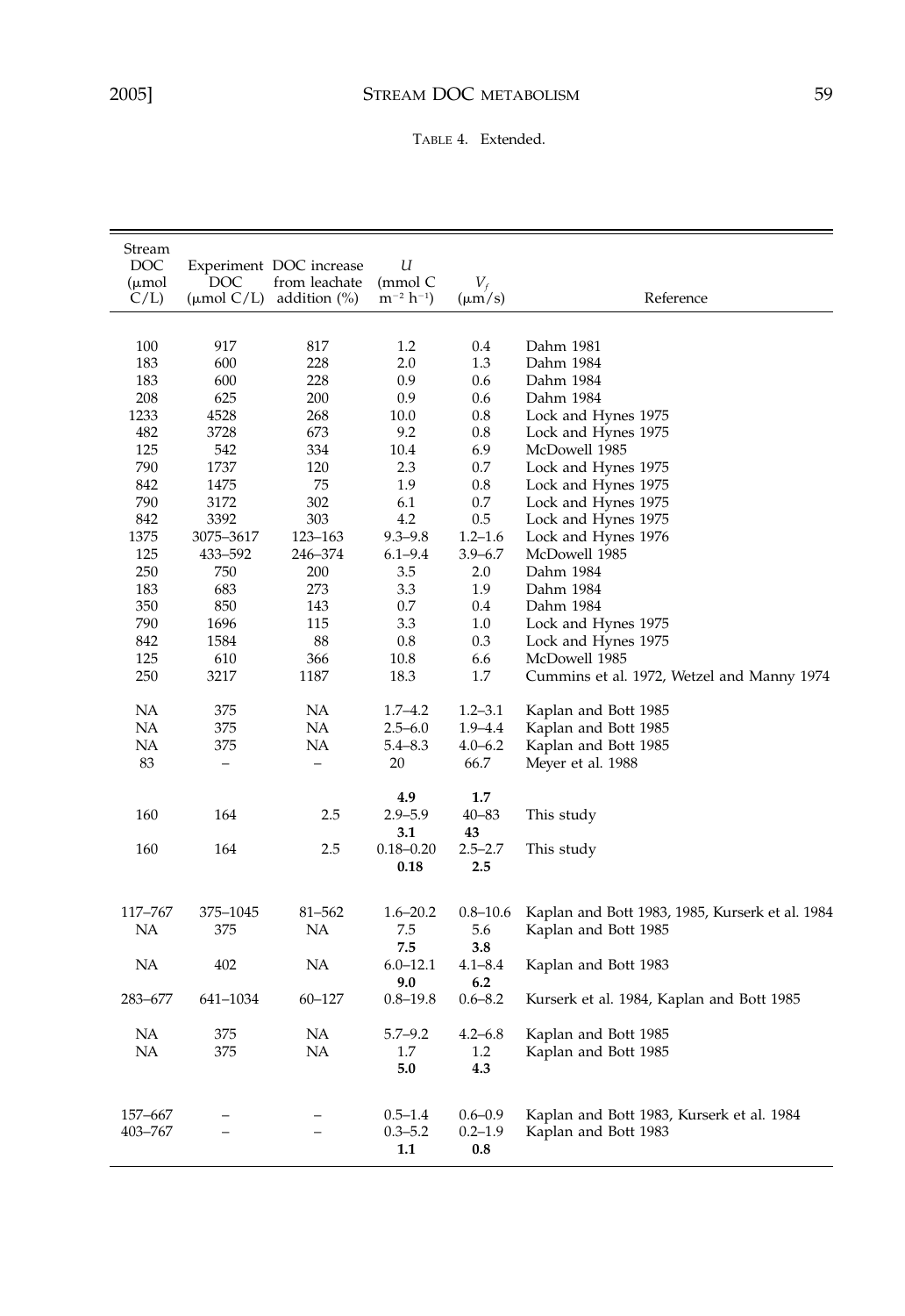TABLE 4. Extended.

| Stream DOC (μmol C/L) | Experiment DOC (μmol C/L) | DOC increase from leachate addition (%) | $U$ (mmol C $m^{-2}$ $h^{-1}$) | $V_f$ (μm/s) | Reference |
|---|---|---|---|---|---|
| 100 | 917 | 817 | 1.2 | 0.4 | Dahm 1981 |
| 183 | 600 | 228 | 2.0 | 1.3 | Dahm 1984 |
| 183 | 600 | 228 | 0.9 | 0.6 | Dahm 1984 |
| 208 | 625 | 200 | 0.9 | 0.6 | Dahm 1984 |
| 1233 | 4528 | 268 | 10.0 | 0.8 | Lock and Hynes 1975 |
| 482 | 3728 | 673 | 9.2 | 0.8 | Lock and Hynes 1975 |
| 125 | 542 | 334 | 10.4 | 6.9 | McDowell 1985 |
| 790 | 1737 | 120 | 2.3 | 0.7 | Lock and Hynes 1975 |
| 842 | 1475 | 75 | 1.9 | 0.8 | Lock and Hynes 1975 |
| 790 | 3172 | 302 | 6.1 | 0.7 | Lock and Hynes 1975 |
| 842 | 3392 | 303 | 4.2 | 0.5 | Lock and Hynes 1975 |
| 1375 | 3075–3617 | 123–163 | 9.3–9.8 | 1.2–1.6 | Lock and Hynes 1976 |
| 125 | 433–592 | 246–374 | 6.1–9.4 | 3.9–6.7 | McDowell 1985 |
| 250 | 750 | 200 | 3.5 | 2.0 | Dahm 1984 |
| 183 | 683 | 273 | 3.3 | 1.9 | Dahm 1984 |
| 350 | 850 | 143 | 0.7 | 0.4 | Dahm 1984 |
| 790 | 1696 | 115 | 3.3 | 1.0 | Lock and Hynes 1975 |
| 842 | 1584 | 88 | 0.8 | 0.3 | Lock and Hynes 1975 |
| 125 | 610 | 366 | 10.8 | 6.6 | McDowell 1985 |
| 250 | 3217 | 1187 | 18.3 | 1.7 | Cummins et al. 1972, Wetzel and Manny 1974 |
| NA | 375 | NA | 1.7–4.2 | 1.2–3.1 | Kaplan and Bott 1985 |
| NA | 375 | NA | 2.5–6.0 | 1.9–4.4 | Kaplan and Bott 1985 |
| NA | 375 | NA | 5.4–8.3 | 4.0–6.2 | Kaplan and Bott 1985 |
| 83 | – | – | 20 | 66.7 | Meyer et al. 1988 |
| | | | **4.9** | **1.7** | |
| 160 | 164 | 2.5 | 2.9–5.9 | 40–83 | This study |
| | | | **3.1** | **43** | |
| 160 | 164 | 2.5 | 0.18–0.20 | 2.5–2.7 | This study |
| | | | **0.18** | **2.5** | |
| 117–767 | 375–1045 | 81–562 | 1.6–20.2 | 0.8–10.6 | Kaplan and Bott 1983, 1985, Kurserk et al. 1984 |
| NA | 375 | NA | 7.5 | 5.6 | Kaplan and Bott 1985 |
| | | | **7.5** | **3.8** | |
| NA | 402 | NA | 6.0–12.1 | 4.1–8.4 | Kaplan and Bott 1983 |
| | | | **9.0** | **6.2** | |
| 283–677 | 641–1034 | 60–127 | 0.8–19.8 | 0.6–8.2 | Kurserk et al. 1984, Kaplan and Bott 1985 |
| NA | 375 | NA | 5.7–9.2 | 4.2–6.8 | Kaplan and Bott 1985 |
| NA | 375 | NA | 1.7 | 1.2 | Kaplan and Bott 1985 |
| | | | **5.0** | **4.3** | |
| 157–667 | – | – | 0.5–1.4 | 0.6–0.9 | Kaplan and Bott 1983, Kurserk et al. 1984 |
| 403–767 | – | – | 0.3–5.2 | 0.2–1.9 | Kaplan and Bott 1983 |
| | | | **1.1** | **0.8** | |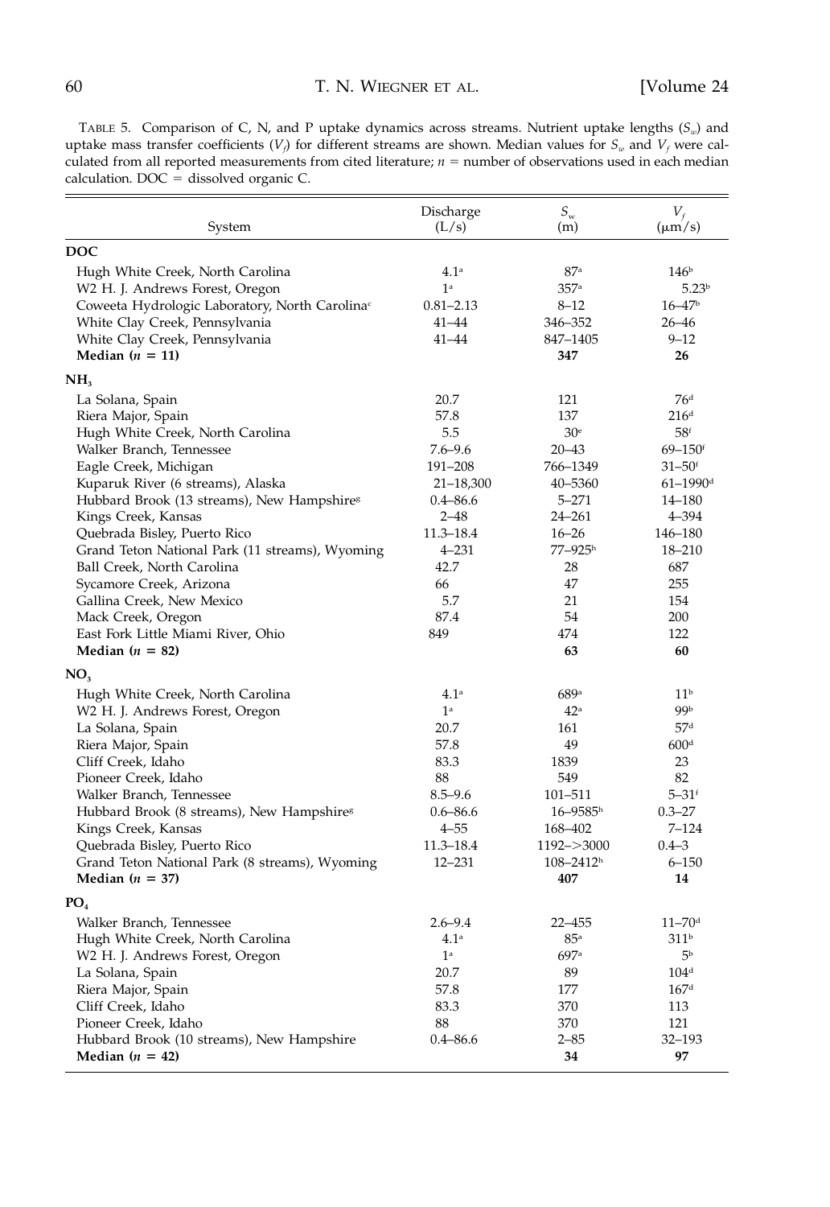TABLE 5. Comparison of C, N, and P uptake dynamics across streams. Nutrient uptake lengths ($S_w$) and uptake mass transfer coefficients ($V_f$) for different streams are shown. Median values for $S_w$ and $V_f$ were calculated from all reported measurements from cited literature; $n$ = number of observations used in each median calculation. DOC = dissolved organic C.

| System | Discharge (L/s) | $S_w$ (m) | $V_f$ (μm/s) |
|---|---|---|---|
| **DOC** | | | |
| Hugh White Creek, North Carolina | 4.1[a] | 87[a] | 146[b] |
| W2 H. J. Andrews Forest, Oregon | 1[a] | 357[a] | 5.23[b] |
| Coweeta Hydrologic Laboratory, North Carolina[c] | 0.81–2.13 | 8–12 | 16–47[b] |
| White Clay Creek, Pennsylvania | 41–44 | 346–352 | 26–46 |
| White Clay Creek, Pennsylvania | 41–44 | 847–1405 | 9–12 |
| **Median ($n$ = 11)** | | **347** | **26** |
| **$NH_3$** | | | |
| La Solana, Spain | 20.7 | 121 | 76[d] |
| Riera Major, Spain | 57.8 | 137 | 216[d] |
| Hugh White Creek, North Carolina | 5.5 | 30[e] | 58[f] |
| Walker Branch, Tennessee | 7.6–9.6 | 20–43 | 69–150[f] |
| Eagle Creek, Michigan | 191–208 | 766–1349 | 31–50[f] |
| Kuparuk River (6 streams), Alaska | 21–18,300 | 40–5360 | 61–1990[d] |
| Hubbard Brook (13 streams), New Hampshire[g] | 0.4–86.6 | 5–271 | 14–180 |
| Kings Creek, Kansas | 2–48 | 24–261 | 4–394 |
| Quebrada Bisley, Puerto Rico | 11.3–18.4 | 16–26 | 146–180 |
| Grand Teton National Park (11 streams), Wyoming | 4–231 | 77–925[h] | 18–210 |
| Ball Creek, North Carolina | 42.7 | 28 | 687 |
| Sycamore Creek, Arizona | 66 | 47 | 255 |
| Gallina Creek, New Mexico | 5.7 | 21 | 154 |
| Mack Creek, Oregon | 87.4 | 54 | 200 |
| East Fork Little Miami River, Ohio | 849 | 474 | 122 |
| **Median ($n$ = 82)** | | **63** | **60** |
| **$NO_3$** | | | |
| Hugh White Creek, North Carolina | 4.1[a] | 689[a] | 11[b] |
| W2 H. J. Andrews Forest, Oregon | 1[a] | 42[a] | 99[b] |
| La Solana, Spain | 20.7 | 161 | 57[d] |
| Riera Major, Spain | 57.8 | 49 | 600[d] |
| Cliff Creek, Idaho | 83.3 | 1839 | 23 |
| Pioneer Creek, Idaho | 88 | 549 | 82 |
| Walker Branch, Tennessee | 8.5–9.6 | 101–511 | 5–31[f] |
| Hubbard Brook (8 streams), New Hampshire[g] | 0.6–86.6 | 16–9585[h] | 0.3–27 |
| Kings Creek, Kansas | 4–55 | 168–402 | 7–124 |
| Quebrada Bisley, Puerto Rico | 11.3–18.4 | 1192–>3000 | 0.4–3 |
| Grand Teton National Park (8 streams), Wyoming | 12–231 | 108–2412[h] | 6–150 |
| **Median ($n$ = 37)** | | **407** | **14** |
| **$PO_4$** | | | |
| Walker Branch, Tennessee | 2.6–9.4 | 22–455 | 11–70[d] |
| Hugh White Creek, North Carolina | 4.1[a] | 85[a] | 311[b] |
| W2 H. J. Andrews Forest, Oregon | 1[a] | 697[a] | 5[b] |
| La Solana, Spain | 20.7 | 89 | 104[d] |
| Riera Major, Spain | 57.8 | 177 | 167[d] |
| Cliff Creek, Idaho | 83.3 | 370 | 113 |
| Pioneer Creek, Idaho | 88 | 370 | 121 |
| Hubbard Brook (10 streams), New Hampshire | 0.4–86.6 | 2–85 | 32–193 |
| **Median ($n$ = 42)** | | **34** | **97** |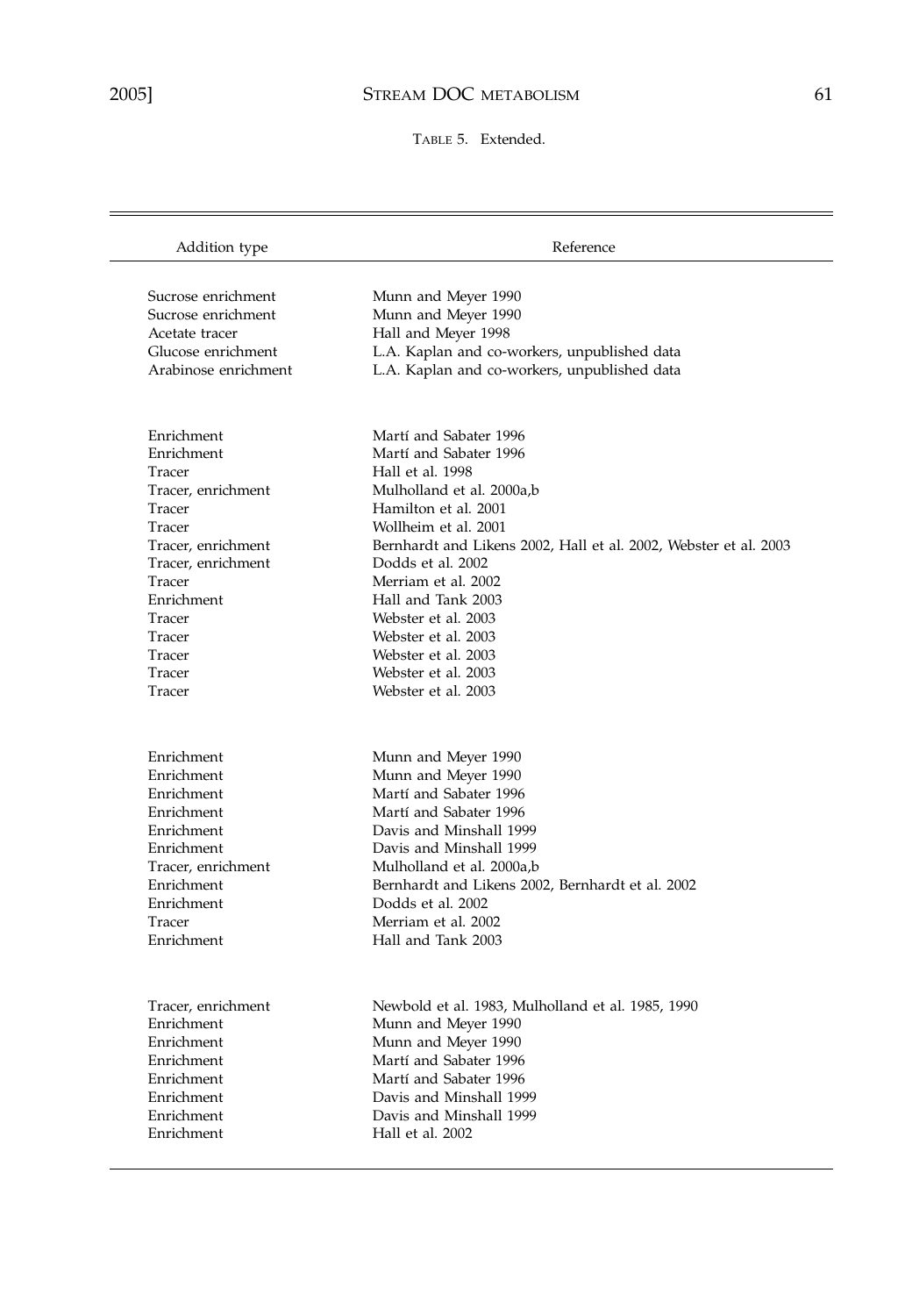TABLE 5. Extended.

| Addition type | Reference |
|---|---|
| Sucrose enrichment | Munn and Meyer 1990 |
| Sucrose enrichment | Munn and Meyer 1990 |
| Acetate tracer | Hall and Meyer 1998 |
| Glucose enrichment | L.A. Kaplan and co-workers, unpublished data |
| Arabinose enrichment | L.A. Kaplan and co-workers, unpublished data |
| | |
| Enrichment | Martí and Sabater 1996 |
| Enrichment | Martí and Sabater 1996 |
| Tracer | Hall et al. 1998 |
| Tracer, enrichment | Mulholland et al. 2000a,b |
| Tracer | Hamilton et al. 2001 |
| Tracer | Wollheim et al. 2001 |
| Tracer, enrichment | Bernhardt and Likens 2002, Hall et al. 2002, Webster et al. 2003 |
| Tracer, enrichment | Dodds et al. 2002 |
| Tracer | Merriam et al. 2002 |
| Enrichment | Hall and Tank 2003 |
| Tracer | Webster et al. 2003 |
| Tracer | Webster et al. 2003 |
| Tracer | Webster et al. 2003 |
| Tracer | Webster et al. 2003 |
| Tracer | Webster et al. 2003 |
| | |
| Enrichment | Munn and Meyer 1990 |
| Enrichment | Munn and Meyer 1990 |
| Enrichment | Martí and Sabater 1996 |
| Enrichment | Martí and Sabater 1996 |
| Enrichment | Davis and Minshall 1999 |
| Enrichment | Davis and Minshall 1999 |
| Tracer, enrichment | Mulholland et al. 2000a,b |
| Enrichment | Bernhardt and Likens 2002, Bernhardt et al. 2002 |
| Enrichment | Dodds et al. 2002 |
| Tracer | Merriam et al. 2002 |
| Enrichment | Hall and Tank 2003 |
| | |
| Tracer, enrichment | Newbold et al. 1983, Mulholland et al. 1985, 1990 |
| Enrichment | Munn and Meyer 1990 |
| Enrichment | Munn and Meyer 1990 |
| Enrichment | Martí and Sabater 1996 |
| Enrichment | Martí and Sabater 1996 |
| Enrichment | Davis and Minshall 1999 |
| Enrichment | Davis and Minshall 1999 |
| Enrichment | Hall et al. 2002 |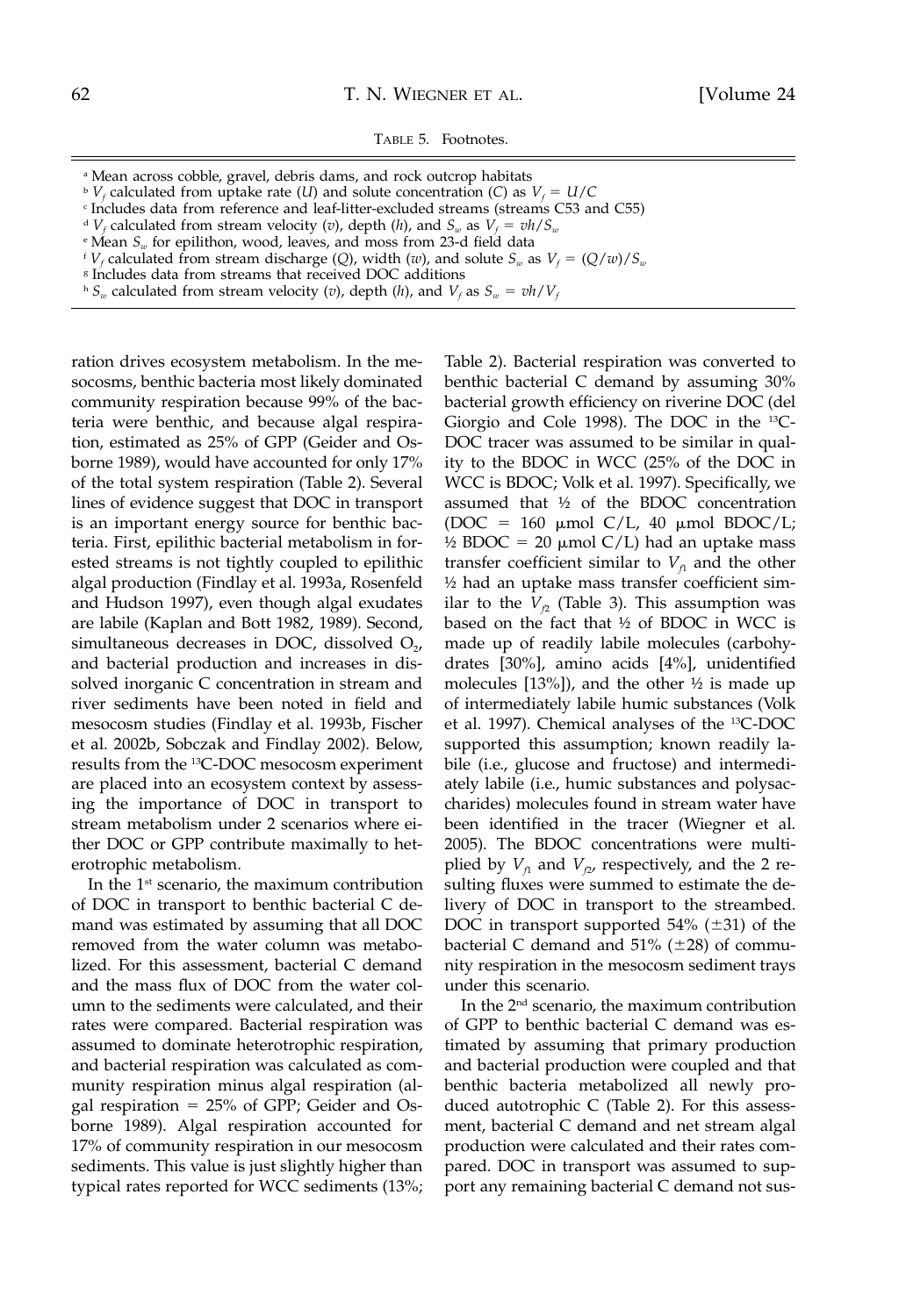TABLE 5. Footnotes.

[a] Mean across cobble, gravel, debris dams, and rock outcrop habitats
[b] $V_f$ calculated from uptake rate ($U$) and solute concentration ($C$) as $V_f = U/C$
[c] Includes data from reference and leaf-litter-excluded streams (streams C53 and C55)
[d] $V_f$ calculated from stream velocity ($v$), depth ($h$), and $S_w$ as $V_f = vh/S_w$
[e] Mean $S_w$ for epilithon, wood, leaves, and moss from 23-d field data
[f] $V_f$ calculated from stream discharge ($Q$), width ($w$), and solute $S_w$ as $V_f = (Q/w)/S_w$
[g] Includes data from streams that received DOC additions
[h] $S_w$ calculated from stream velocity ($v$), depth ($h$), and $V_f$ as $S_w = vh/V_f$

ration drives ecosystem metabolism. In the mesocosms, benthic bacteria most likely dominated community respiration because 99% of the bacteria were benthic, and because algal respiration, estimated as 25% of GPP (Geider and Osborne 1989), would have accounted for only 17% of the total system respiration (Table 2). Several lines of evidence suggest that DOC in transport is an important energy source for benthic bacteria. First, epilithic bacterial metabolism in forested streams is not tightly coupled to epilithic algal production (Findlay et al. 1993a, Rosenfeld and Hudson 1997), even though algal exudates are labile (Kaplan and Bott 1982, 1989). Second, simultaneous decreases in DOC, dissolved $O_2$, and bacterial production and increases in dissolved inorganic C concentration in stream and river sediments have been noted in field and mesocosm studies (Findlay et al. 1993b, Fischer et al. 2002b, Sobczak and Findlay 2002). Below, results from the $^{13}$C-DOC mesocosm experiment are placed into an ecosystem context by assessing the importance of DOC in transport to stream metabolism under 2 scenarios where either DOC or GPP contribute maximally to heterotrophic metabolism.

In the 1st scenario, the maximum contribution of DOC in transport to benthic bacterial C demand was estimated by assuming that all DOC removed from the water column was metabolized. For this assessment, bacterial C demand and the mass flux of DOC from the water column to the sediments were calculated, and their rates were compared. Bacterial respiration was assumed to dominate heterotrophic respiration, and bacterial respiration was calculated as community respiration minus algal respiration (algal respiration = 25% of GPP; Geider and Osborne 1989). Algal respiration accounted for 17% of community respiration in our mesocosm sediments. This value is just slightly higher than typical rates reported for WCC sediments (13%; Table 2). Bacterial respiration was converted to benthic bacterial C demand by assuming 30% bacterial growth efficiency on riverine DOC (del Giorgio and Cole 1998). The DOC in the $^{13}$C-DOC tracer was assumed to be similar in quality to the BDOC in WCC (25% of the DOC in WCC is BDOC; Volk et al. 1997). Specifically, we assumed that ½ of the BDOC concentration (DOC = 160 μmol C/L, 40 μmol BDOC/L; ½ BDOC = 20 μmol C/L) had an uptake mass transfer coefficient similar to $V_{f1}$ and the other ½ had an uptake mass transfer coefficient similar to the $V_{f2}$ (Table 3). This assumption was based on the fact that ½ of BDOC in WCC is made up of readily labile molecules (carbohydrates [30%], amino acids [4%], unidentified molecules [13%]), and the other ½ is made up of intermediately labile humic substances (Volk et al. 1997). Chemical analyses of the $^{13}$C-DOC supported this assumption; known readily labile (i.e., glucose and fructose) and intermediately labile (i.e., humic substances and polysaccharides) molecules found in stream water have been identified in the tracer (Wiegner et al. 2005). The BDOC concentrations were multiplied by $V_{f1}$ and $V_{f2}$, respectively, and the 2 resulting fluxes were summed to estimate the delivery of DOC in transport to the streambed. DOC in transport supported 54% (±31) of the bacterial C demand and 51% (±28) of community respiration in the mesocosm sediment trays under this scenario.

In the 2nd scenario, the maximum contribution of GPP to benthic bacterial C demand was estimated by assuming that primary production and bacterial production were coupled and that benthic bacteria metabolized all newly produced autotrophic C (Table 2). For this assessment, bacterial C demand and net stream algal production were calculated and their rates compared. DOC in transport was assumed to support any remaining bacterial C demand not sus-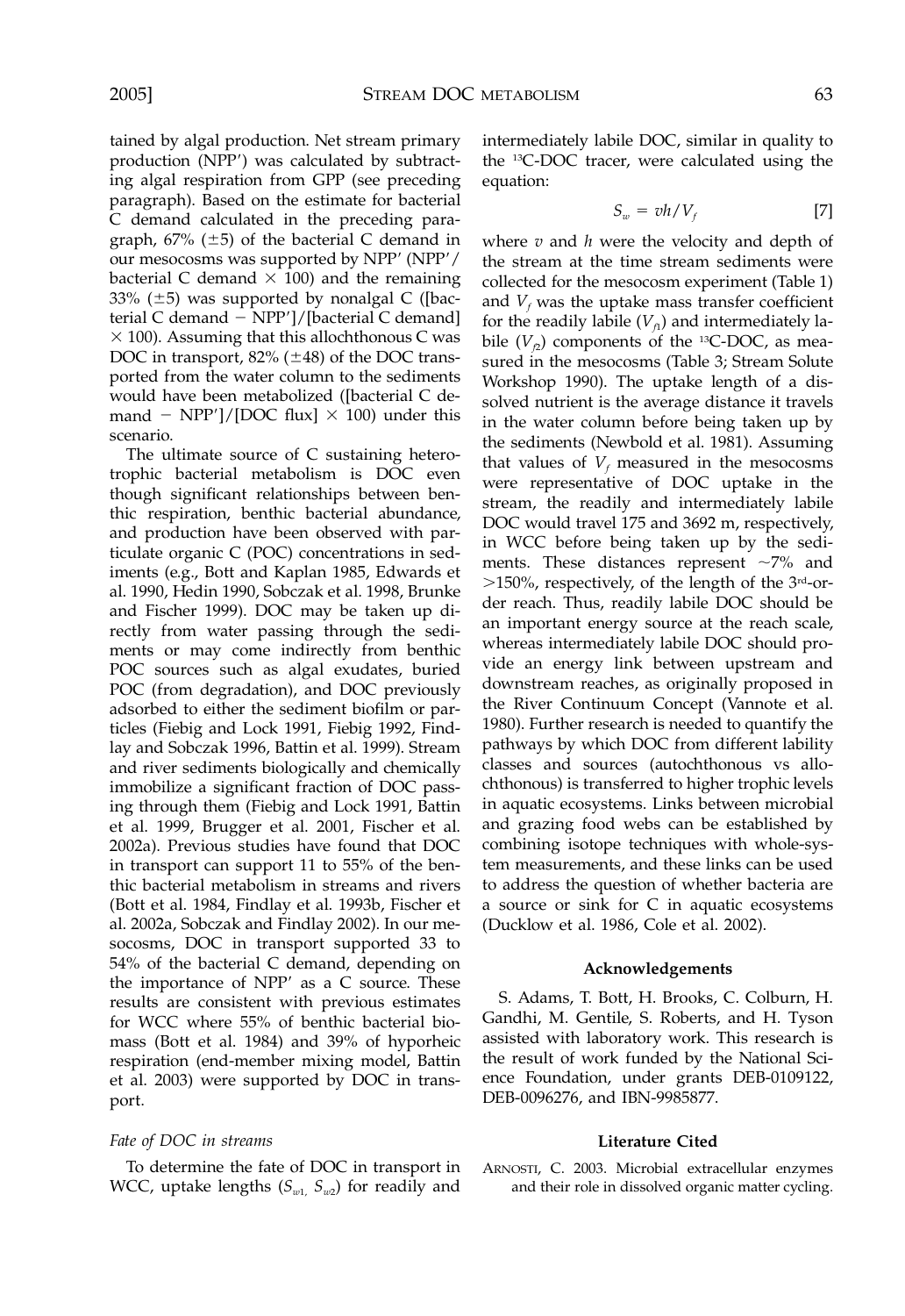tained by algal production. Net stream primary production (NPP′) was calculated by subtracting algal respiration from GPP (see preceding paragraph). Based on the estimate for bacterial C demand calculated in the preceding paragraph, 67% (±5) of the bacterial C demand in our mesocosms was supported by NPP′ (NPP′/bacterial C demand × 100) and the remaining 33% (±5) was supported by nonalgal C ([bacterial C demand − NPP′]/[bacterial C demand] × 100). Assuming that this allochthonous C was DOC in transport, 82% (±48) of the DOC transported from the water column to the sediments would have been metabolized ([bacterial C demand − NPP′]/[DOC flux] × 100) under this scenario.

The ultimate source of C sustaining heterotrophic bacterial metabolism is DOC even though significant relationships between benthic respiration, benthic bacterial abundance, and production have been observed with particulate organic C (POC) concentrations in sediments (e.g., Bott and Kaplan 1985, Edwards et al. 1990, Hedin 1990, Sobczak et al. 1998, Brunke and Fischer 1999). DOC may be taken up directly from water passing through the sediments or may come indirectly from benthic POC sources such as algal exudates, buried POC (from degradation), and DOC previously adsorbed to either the sediment biofilm or particles (Fiebig and Lock 1991, Fiebig 1992, Findlay and Sobczak 1996, Battin et al. 1999). Stream and river sediments biologically and chemically immobilize a significant fraction of DOC passing through them (Fiebig and Lock 1991, Battin et al. 1999, Brugger et al. 2001, Fischer et al. 2002a). Previous studies have found that DOC in transport can support 11 to 55% of the benthic bacterial metabolism in streams and rivers (Bott et al. 1984, Findlay et al. 1993b, Fischer et al. 2002a, Sobczak and Findlay 2002). In our mesocosms, DOC in transport supported 33 to 54% of the bacterial C demand, depending on the importance of NPP′ as a C source. These results are consistent with previous estimates for WCC where 55% of benthic bacterial biomass (Bott et al. 1984) and 39% of hyporheic respiration (end-member mixing model, Battin et al. 2003) were supported by DOC in transport.

### *Fate of DOC in streams*

To determine the fate of DOC in transport in WCC, uptake lengths ($S_{w1}$, $S_{w2}$) for readily and intermediately labile DOC, similar in quality to the $^{13}$C-DOC tracer, were calculated using the equation:

$$S_w = vh/V_f \qquad [7]$$

where $v$ and $h$ were the velocity and depth of the stream at the time stream sediments were collected for the mesocosm experiment (Table 1) and $V_f$ was the uptake mass transfer coefficient for the readily labile ($V_{f1}$) and intermediately labile ($V_{f2}$) components of the $^{13}$C-DOC, as measured in the mesocosms (Table 3; Stream Solute Workshop 1990). The uptake length of a dissolved nutrient is the average distance it travels in the water column before being taken up by the sediments (Newbold et al. 1981). Assuming that values of $V_f$ measured in the mesocosms were representative of DOC uptake in the stream, the readily and intermediately labile DOC would travel 175 and 3692 m, respectively, in WCC before being taken up by the sediments. These distances represent ~7% and >150%, respectively, of the length of the 3rd-order reach. Thus, readily labile DOC should be an important energy source at the reach scale, whereas intermediately labile DOC should provide an energy link between upstream and downstream reaches, as originally proposed in the River Continuum Concept (Vannote et al. 1980). Further research is needed to quantify the pathways by which DOC from different lability classes and sources (autochthonous vs allochthonous) is transferred to higher trophic levels in aquatic ecosystems. Links between microbial and grazing food webs can be established by combining isotope techniques with whole-system measurements, and these links can be used to address the question of whether bacteria are a source or sink for C in aquatic ecosystems (Ducklow et al. 1986, Cole et al. 2002).

## Acknowledgements

S. Adams, T. Bott, H. Brooks, C. Colburn, H. Gandhi, M. Gentile, S. Roberts, and H. Tyson assisted with laboratory work. This research is the result of work funded by the National Science Foundation, under grants DEB-0109122, DEB-0096276, and IBN-9985877.

## Literature Cited

ARNOSTI, C. 2003. Microbial extracellular enzymes and their role in dissolved organic matter cycling.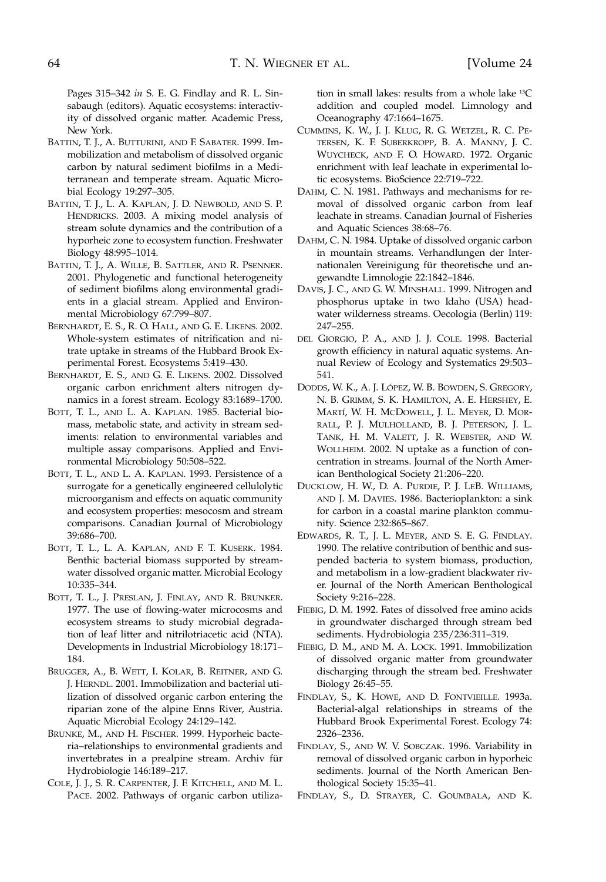Pages 315–342 *in* S. E. G. Findlay and R. L. Sinsabaugh (editors). Aquatic ecosystems: interactivity of dissolved organic matter. Academic Press, New York.

BATTIN, T. J., A. BUTTURINI, AND F. SABATER. 1999. Immobilization and metabolism of dissolved organic carbon by natural sediment biofilms in a Mediterranean and temperate stream. Aquatic Microbial Ecology 19:297–305.

BATTIN, T. J., L. A. KAPLAN, J. D. NEWBOLD, AND S. P. HENDRICKS. 2003. A mixing model analysis of stream solute dynamics and the contribution of a hyporheic zone to ecosystem function. Freshwater Biology 48:995–1014.

BATTIN, T. J., A. WILLE, B. SATTLER, AND R. PSENNER. 2001. Phylogenetic and functional heterogeneity of sediment biofilms along environmental gradients in a glacial stream. Applied and Environmental Microbiology 67:799–807.

BERNHARDT, E. S., R. O. HALL, AND G. E. LIKENS. 2002. Whole-system estimates of nitrification and nitrate uptake in streams of the Hubbard Brook Experimental Forest. Ecosystems 5:419–430.

BERNHARDT, E. S., AND G. E. LIKENS. 2002. Dissolved organic carbon enrichment alters nitrogen dynamics in a forest stream. Ecology 83:1689–1700.

BOTT, T. L., AND L. A. KAPLAN. 1985. Bacterial biomass, metabolic state, and activity in stream sediments: relation to environmental variables and multiple assay comparisons. Applied and Environmental Microbiology 50:508–522.

BOTT, T. L., AND L. A. KAPLAN. 1993. Persistence of a surrogate for a genetically engineered cellulolytic microorganism and effects on aquatic community and ecosystem properties: mesocosm and stream comparisons. Canadian Journal of Microbiology 39:686–700.

BOTT, T. L., L. A. KAPLAN, AND F. T. KUSERK. 1984. Benthic bacterial biomass supported by streamwater dissolved organic matter. Microbial Ecology 10:335–344.

BOTT, T. L., J. PRESLAN, J. FINLAY, AND R. BRUNKER. 1977. The use of flowing-water microcosms and ecosystem streams to study microbial degradation of leaf litter and nitrilotriacetic acid (NTA). Developments in Industrial Microbiology 18:171–184.

BRUGGER, A., B. WETT, I. KOLAR, B. REITNER, AND G. J. HERNDL. 2001. Immobilization and bacterial utilization of dissolved organic carbon entering the riparian zone of the alpine Enns River, Austria. Aquatic Microbial Ecology 24:129–142.

BRUNKE, M., AND H. FISCHER. 1999. Hyporheic bacteria–relationships to environmental gradients and invertebrates in a prealpine stream. Archiv für Hydrobiologie 146:189–217.

COLE, J. J., S. R. CARPENTER, J. F. KITCHELL, AND M. L. PACE. 2002. Pathways of organic carbon utilization in small lakes: results from a whole lake $^{13}C$ addition and coupled model. Limnology and Oceanography 47:1664–1675.

CUMMINS, K. W., J. J. KLUG, R. G. WETZEL, R. C. PETERSEN, K. F. SUBERKROPP, B. A. MANNY, J. C. WUYCHECK, AND F. O. HOWARD. 1972. Organic enrichment with leaf leachate in experimental lotic ecosystems. BioScience 22:719–722.

DAHM, C. N. 1981. Pathways and mechanisms for removal of dissolved organic carbon from leaf leachate in streams. Canadian Journal of Fisheries and Aquatic Sciences 38:68–76.

DAHM, C. N. 1984. Uptake of dissolved organic carbon in mountain streams. Verhandlungen der Internationalen Vereinigung für theoretische und angewandte Limnologie 22:1842–1846.

DAVIS, J. C., AND G. W. MINSHALL. 1999. Nitrogen and phosphorus uptake in two Idaho (USA) headwater wilderness streams. Oecologia (Berlin) 119: 247–255.

DEL GIORGIO, P. A., AND J. J. COLE. 1998. Bacterial growth efficiency in natural aquatic systems. Annual Review of Ecology and Systematics 29:503–541.

DODDS, W. K., A. J. LÓPEZ, W. B. BOWDEN, S. GREGORY, N. B. GRIMM, S. K. HAMILTON, A. E. HERSHEY, E. MARTÍ, W. H. MCDOWELL, J. L. MEYER, D. MORRALL, P. J. MULHOLLAND, B. J. PETERSON, J. L. TANK, H. M. VALETT, J. R. WEBSTER, AND W. WOLLHEIM. 2002. N uptake as a function of concentration in streams. Journal of the North American Benthological Society 21:206–220.

DUCKLOW, H. W., D. A. PURDIE, P. J. LEB. WILLIAMS, AND J. M. DAVIES. 1986. Bacterioplankton: a sink for carbon in a coastal marine plankton community. Science 232:865–867.

EDWARDS, R. T., J. L. MEYER, AND S. E. G. FINDLAY. 1990. The relative contribution of benthic and suspended bacteria to system biomass, production, and metabolism in a low-gradient blackwater river. Journal of the North American Benthological Society 9:216–228.

FIEBIG, D. M. 1992. Fates of dissolved free amino acids in groundwater discharged through stream bed sediments. Hydrobiologia 235/236:311–319.

FIEBIG, D. M., AND M. A. LOCK. 1991. Immobilization of dissolved organic matter from groundwater discharging through the stream bed. Freshwater Biology 26:45–55.

FINDLAY, S., K. HOWE, AND D. FONTVIEILLE. 1993a. Bacterial-algal relationships in streams of the Hubbard Brook Experimental Forest. Ecology 74: 2326–2336.

FINDLAY, S., AND W. V. SOBCZAK. 1996. Variability in removal of dissolved organic carbon in hyporheic sediments. Journal of the North American Benthological Society 15:35–41.

FINDLAY, S., D. STRAYER, C. GOUMBALA, AND K.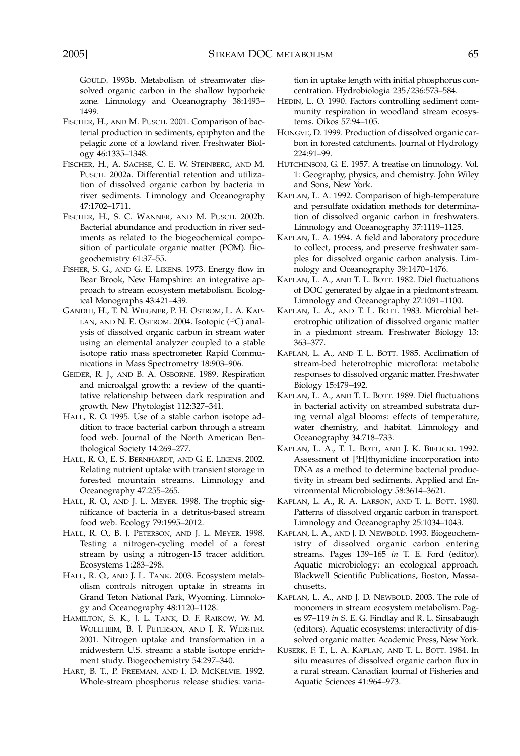GOULD. 1993b. Metabolism of streamwater dissolved organic carbon in the shallow hyporheic zone. Limnology and Oceanography 38:1493–1499.

FISCHER, H., AND M. PUSCH. 2001. Comparison of bacterial production in sediments, epiphyton and the pelagic zone of a lowland river. Freshwater Biology 46:1335–1348.

FISCHER, H., A. SACHSE, C. E. W. STEINBERG, AND M. PUSCH. 2002a. Differential retention and utilization of dissolved organic carbon by bacteria in river sediments. Limnology and Oceanography 47:1702–1711.

FISCHER, H., S. C. WANNER, AND M. PUSCH. 2002b. Bacterial abundance and production in river sediments as related to the biogeochemical composition of particulate organic matter (POM). Biogeochemistry 61:37–55.

FISHER, S. G., AND G. E. LIKENS. 1973. Energy flow in Bear Brook, New Hampshire: an integrative approach to stream ecosystem metabolism. Ecological Monographs 43:421–439.

GANDHI, H., T. N. WIEGNER, P. H. OSTROM, L. A. KAPLAN, AND N. E. OSTROM. 2004. Isotopic ($^{13}C$) analysis of dissolved organic carbon in stream water using an elemental analyzer coupled to a stable isotope ratio mass spectrometer. Rapid Communications in Mass Spectrometry 18:903–906.

GEIDER, R. J., AND B. A. OSBORNE. 1989. Respiration and microalgal growth: a review of the quantitative relationship between dark respiration and growth. New Phytologist 112:327–341.

HALL, R. O. 1995. Use of a stable carbon isotope addition to trace bacterial carbon through a stream food web. Journal of the North American Benthological Society 14:269–277.

HALL, R. O., E. S. BERNHARDT, AND G. E. LIKENS. 2002. Relating nutrient uptake with transient storage in forested mountain streams. Limnology and Oceanography 47:255–265.

HALL, R. O., AND J. L. MEYER. 1998. The trophic significance of bacteria in a detritus-based stream food web. Ecology 79:1995–2012.

HALL, R. O., B. J. PETERSON, AND J. L. MEYER. 1998. Testing a nitrogen-cycling model of a forest stream by using a nitrogen-15 tracer addition. Ecosystems 1:283–298.

HALL, R. O., AND J. L. TANK. 2003. Ecosystem metabolism controls nitrogen uptake in streams in Grand Teton National Park, Wyoming. Limnology and Oceanography 48:1120–1128.

HAMILTON, S. K., J. L. TANK, D. F. RAIKOW, W. M. WOLLHEIM, B. J. PETERSON, AND J. R. WEBSTER. 2001. Nitrogen uptake and transformation in a midwestern U.S. stream: a stable isotope enrichment study. Biogeochemistry 54:297–340.

HART, B. T., P. FREEMAN, AND I. D. MCKELVIE. 1992. Whole-stream phosphorus release studies: variation in uptake length with initial phosphorus concentration. Hydrobiologia 235/236:573–584.

HEDIN, L. O. 1990. Factors controlling sediment community respiration in woodland stream ecosystems. Oikos 57:94–105.

HONGVE, D. 1999. Production of dissolved organic carbon in forested catchments. Journal of Hydrology 224:91–99.

HUTCHINSON, G. E. 1957. A treatise on limnology. Vol. 1: Geography, physics, and chemistry. John Wiley and Sons, New York.

KAPLAN, L. A. 1992. Comparison of high-temperature and persulfate oxidation methods for determination of dissolved organic carbon in freshwaters. Limnology and Oceanography 37:1119–1125.

KAPLAN, L. A. 1994. A field and laboratory procedure to collect, process, and preserve freshwater samples for dissolved organic carbon analysis. Limnology and Oceanography 39:1470–1476.

KAPLAN, L. A., AND T. L. BOTT. 1982. Diel fluctuations of DOC generated by algae in a piedmont stream. Limnology and Oceanography 27:1091–1100.

KAPLAN, L. A., AND T. L. BOTT. 1983. Microbial heterotrophic utilization of dissolved organic matter in a piedmont stream. Freshwater Biology 13: 363–377.

KAPLAN, L. A., AND T. L. BOTT. 1985. Acclimation of stream-bed heterotrophic microflora: metabolic responses to dissolved organic matter. Freshwater Biology 15:479–492.

KAPLAN, L. A., AND T. L. BOTT. 1989. Diel fluctuations in bacterial activity on streambed substrata during vernal algal blooms: effects of temperature, water chemistry, and habitat. Limnology and Oceanography 34:718–733.

KAPLAN, L. A., T. L. BOTT, AND J. K. BIELICKI. 1992. Assessment of [$^{3}H$]thymidine incorporation into DNA as a method to determine bacterial productivity in stream bed sediments. Applied and Environmental Microbiology 58:3614–3621.

KAPLAN, L. A., R. A. LARSON, AND T. L. BOTT. 1980. Patterns of dissolved organic carbon in transport. Limnology and Oceanography 25:1034–1043.

KAPLAN, L. A., AND J. D. NEWBOLD. 1993. Biogeochemistry of dissolved organic carbon entering streams. Pages 139–165 *in* T. E. Ford (editor). Aquatic microbiology: an ecological approach. Blackwell Scientific Publications, Boston, Massachusetts.

KAPLAN, L. A., AND J. D. NEWBOLD. 2003. The role of monomers in stream ecosystem metabolism. Pages 97–119 *in* S. E. G. Findlay and R. L. Sinsabaugh (editors). Aquatic ecosystems: interactivity of dissolved organic matter. Academic Press, New York.

KUSERK, F. T., L. A. KAPLAN, AND T. L. BOTT. 1984. In situ measures of dissolved organic carbon flux in a rural stream. Canadian Journal of Fisheries and Aquatic Sciences 41:964–973.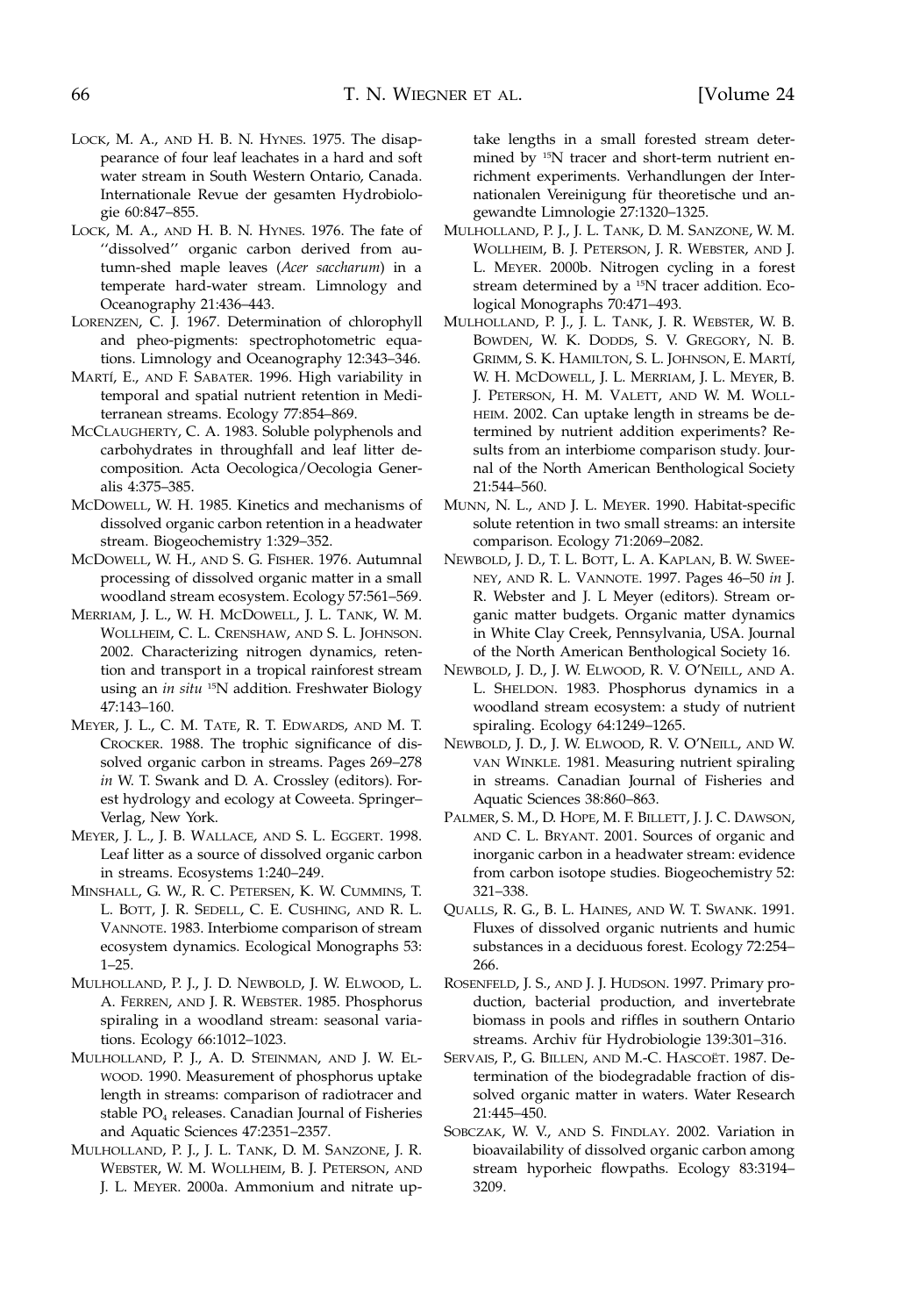LOCK, M. A., AND H. B. N. HYNES. 1975. The disappearance of four leaf leachates in a hard and soft water stream in South Western Ontario, Canada. Internationale Revue der gesamten Hydrobiologie 60:847–855.

LOCK, M. A., AND H. B. N. HYNES. 1976. The fate of ''dissolved'' organic carbon derived from autumn-shed maple leaves (*Acer saccharum*) in a temperate hard-water stream. Limnology and Oceanography 21:436–443.

LORENZEN, C. J. 1967. Determination of chlorophyll and pheo-pigments: spectrophotometric equations. Limnology and Oceanography 12:343–346.

MARTÍ, E., AND F. SABATER. 1996. High variability in temporal and spatial nutrient retention in Mediterranean streams. Ecology 77:854–869.

MCCLAUGHERTY, C. A. 1983. Soluble polyphenols and carbohydrates in throughfall and leaf litter decomposition. Acta Oecologica/Oecologia Generalis 4:375–385.

MCDOWELL, W. H. 1985. Kinetics and mechanisms of dissolved organic carbon retention in a headwater stream. Biogeochemistry 1:329–352.

MCDOWELL, W. H., AND S. G. FISHER. 1976. Autumnal processing of dissolved organic matter in a small woodland stream ecosystem. Ecology 57:561–569.

MERRIAM, J. L., W. H. MCDOWELL, J. L. TANK, W. M. WOLLHEIM, C. L. CRENSHAW, AND S. L. JOHNSON. 2002. Characterizing nitrogen dynamics, retention and transport in a tropical rainforest stream using an *in situ* $^{15}N$ addition. Freshwater Biology 47:143–160.

MEYER, J. L., C. M. TATE, R. T. EDWARDS, AND M. T. CROCKER. 1988. The trophic significance of dissolved organic carbon in streams. Pages 269–278 *in* W. T. Swank and D. A. Crossley (editors). Forest hydrology and ecology at Coweeta. Springer–Verlag, New York.

MEYER, J. L., J. B. WALLACE, AND S. L. EGGERT. 1998. Leaf litter as a source of dissolved organic carbon in streams. Ecosystems 1:240–249.

MINSHALL, G. W., R. C. PETERSEN, K. W. CUMMINS, T. L. BOTT, J. R. SEDELL, C. E. CUSHING, AND R. L. VANNOTE. 1983. Interbiome comparison of stream ecosystem dynamics. Ecological Monographs 53: 1–25.

MULHOLLAND, P. J., J. D. NEWBOLD, J. W. ELWOOD, L. A. FERREN, AND J. R. WEBSTER. 1985. Phosphorus spiraling in a woodland stream: seasonal variations. Ecology 66:1012–1023.

MULHOLLAND, P. J., A. D. STEINMAN, AND J. W. ELWOOD. 1990. Measurement of phosphorus uptake length in streams: comparison of radiotracer and stable $PO_4$ releases. Canadian Journal of Fisheries and Aquatic Sciences 47:2351–2357.

MULHOLLAND, P. J., J. L. TANK, D. M. SANZONE, J. R. WEBSTER, W. M. WOLLHEIM, B. J. PETERSON, AND J. L. MEYER. 2000a. Ammonium and nitrate uptake lengths in a small forested stream determined by $^{15}N$ tracer and short-term nutrient enrichment experiments. Verhandlungen der Internationalen Vereinigung für theoretische und angewandte Limnologie 27:1320–1325.

MULHOLLAND, P. J., J. L. TANK, D. M. SANZONE, W. M. WOLLHEIM, B. J. PETERSON, J. R. WEBSTER, AND J. L. MEYER. 2000b. Nitrogen cycling in a forest stream determined by a $^{15}N$ tracer addition. Ecological Monographs 70:471–493.

MULHOLLAND, P. J., J. L. TANK, J. R. WEBSTER, W. B. BOWDEN, W. K. DODDS, S. V. GREGORY, N. B. GRIMM, S. K. HAMILTON, S. L. JOHNSON, E. MARTÍ, W. H. MCDOWELL, J. L. MERRIAM, J. L. MEYER, B. J. PETERSON, H. M. VALETT, AND W. M. WOLLHEIM. 2002. Can uptake length in streams be determined by nutrient addition experiments? Results from an interbiome comparison study. Journal of the North American Benthological Society 21:544–560.

MUNN, N. L., AND J. L. MEYER. 1990. Habitat-specific solute retention in two small streams: an intersite comparison. Ecology 71:2069–2082.

NEWBOLD, J. D., T. L. BOTT, L. A. KAPLAN, B. W. SWEENEY, AND R. L. VANNOTE. 1997. Pages 46–50 *in* J. R. Webster and J. L Meyer (editors). Stream organic matter budgets. Organic matter dynamics in White Clay Creek, Pennsylvania, USA. Journal of the North American Benthological Society 16.

NEWBOLD, J. D., J. W. ELWOOD, R. V. O'NEILL, AND A. L. SHELDON. 1983. Phosphorus dynamics in a woodland stream ecosystem: a study of nutrient spiraling. Ecology 64:1249–1265.

NEWBOLD, J. D., J. W. ELWOOD, R. V. O'NEILL, AND W. VAN WINKLE. 1981. Measuring nutrient spiraling in streams. Canadian Journal of Fisheries and Aquatic Sciences 38:860–863.

PALMER, S. M., D. HOPE, M. F. BILLETT, J. J. C. DAWSON, AND C. L. BRYANT. 2001. Sources of organic and inorganic carbon in a headwater stream: evidence from carbon isotope studies. Biogeochemistry 52: 321–338.

QUALLS, R. G., B. L. HAINES, AND W. T. SWANK. 1991. Fluxes of dissolved organic nutrients and humic substances in a deciduous forest. Ecology 72:254–266.

ROSENFELD, J. S., AND J. J. HUDSON. 1997. Primary production, bacterial production, and invertebrate biomass in pools and riffles in southern Ontario streams. Archiv für Hydrobiologie 139:301–316.

SERVAIS, P., G. BILLEN, AND M.-C. HASCOËT. 1987. Determination of the biodegradable fraction of dissolved organic matter in waters. Water Research 21:445–450.

SOBCZAK, W. V., AND S. FINDLAY. 2002. Variation in bioavailability of dissolved organic carbon among stream hyporheic flowpaths. Ecology 83:3194–3209.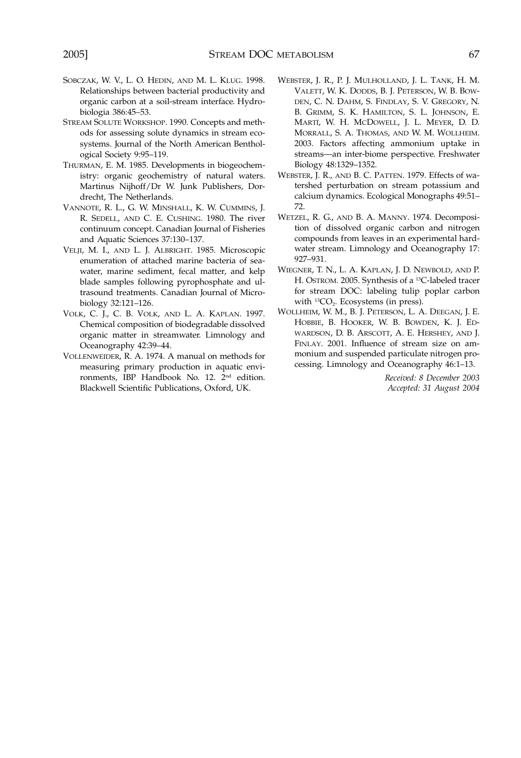SOBCZAK, W. V., L. O. HEDIN, AND M. L. KLUG. 1998. Relationships between bacterial productivity and organic carbon at a soil-stream interface. Hydrobiologia 386:45–53.

STREAM SOLUTE WORKSHOP. 1990. Concepts and methods for assessing solute dynamics in stream ecosystems. Journal of the North American Benthological Society 9:95–119.

THURMAN, E. M. 1985. Developments in biogeochemistry: organic geochemistry of natural waters. Martinus Nijhoff/Dr W. Junk Publishers, Dordrecht, The Netherlands.

VANNOTE, R. L., G. W. MINSHALL, K. W. CUMMINS, J. R. SEDELL, AND C. E. CUSHING. 1980. The river continuum concept. Canadian Journal of Fisheries and Aquatic Sciences 37:130–137.

VELJI, M. I., AND L. J. ALBRIGHT. 1985. Microscopic enumeration of attached marine bacteria of seawater, marine sediment, fecal matter, and kelp blade samples following pyrophosphate and ultrasound treatments. Canadian Journal of Microbiology 32:121–126.

VOLK, C. J., C. B. VOLK, AND L. A. KAPLAN. 1997. Chemical composition of biodegradable dissolved organic matter in streamwater. Limnology and Oceanography 42:39–44.

VOLLENWEIDER, R. A. 1974. A manual on methods for measuring primary production in aquatic environments, IBP Handbook No. 12. 2nd edition. Blackwell Scientific Publications, Oxford, UK.

WEBSTER, J. R., P. J. MULHOLLAND, J. L. TANK, H. M. VALETT, W. K. DODDS, B. J. PETERSON, W. B. BOWDEN, C. N. DAHM, S. FINDLAY, S. V. GREGORY, N. B. GRIMM, S. K. HAMILTON, S. L. JOHNSON, E. MARTÍ, W. H. MCDOWELL, J. L. MEYER, D. D. MORRALL, S. A. THOMAS, AND W. M. WOLLHEIM. 2003. Factors affecting ammonium uptake in streams—an inter-biome perspective. Freshwater Biology 48:1329–1352.

WEBSTER, J. R., AND B. C. PATTEN. 1979. Effects of watershed perturbation on stream potassium and calcium dynamics. Ecological Monographs 49:51–72.

WETZEL, R. G., AND B. A. MANNY. 1974. Decomposition of dissolved organic carbon and nitrogen compounds from leaves in an experimental hardwater stream. Limnology and Oceanography 17: 927–931.

WIEGNER, T. N., L. A. KAPLAN, J. D. NEWBOLD, AND P. H. OSTROM. 2005. Synthesis of a $^{13}C$-labeled tracer for stream DOC: labeling tulip poplar carbon with $^{13}CO_2$. Ecosystems (in press).

WOLLHEIM, W. M., B. J. PETERSON, L. A. DEEGAN, J. E. HOBBIE, B. HOOKER, W. B. BOWDEN, K. J. EDWARDSON, D. B. ARSCOTT, A. E. HERSHEY, AND J. FINLAY. 2001. Influence of stream size on ammonium and suspended particulate nitrogen processing. Limnology and Oceanography 46:1–13.

*Received: 8 December 2003*
*Accepted: 31 August 2004*